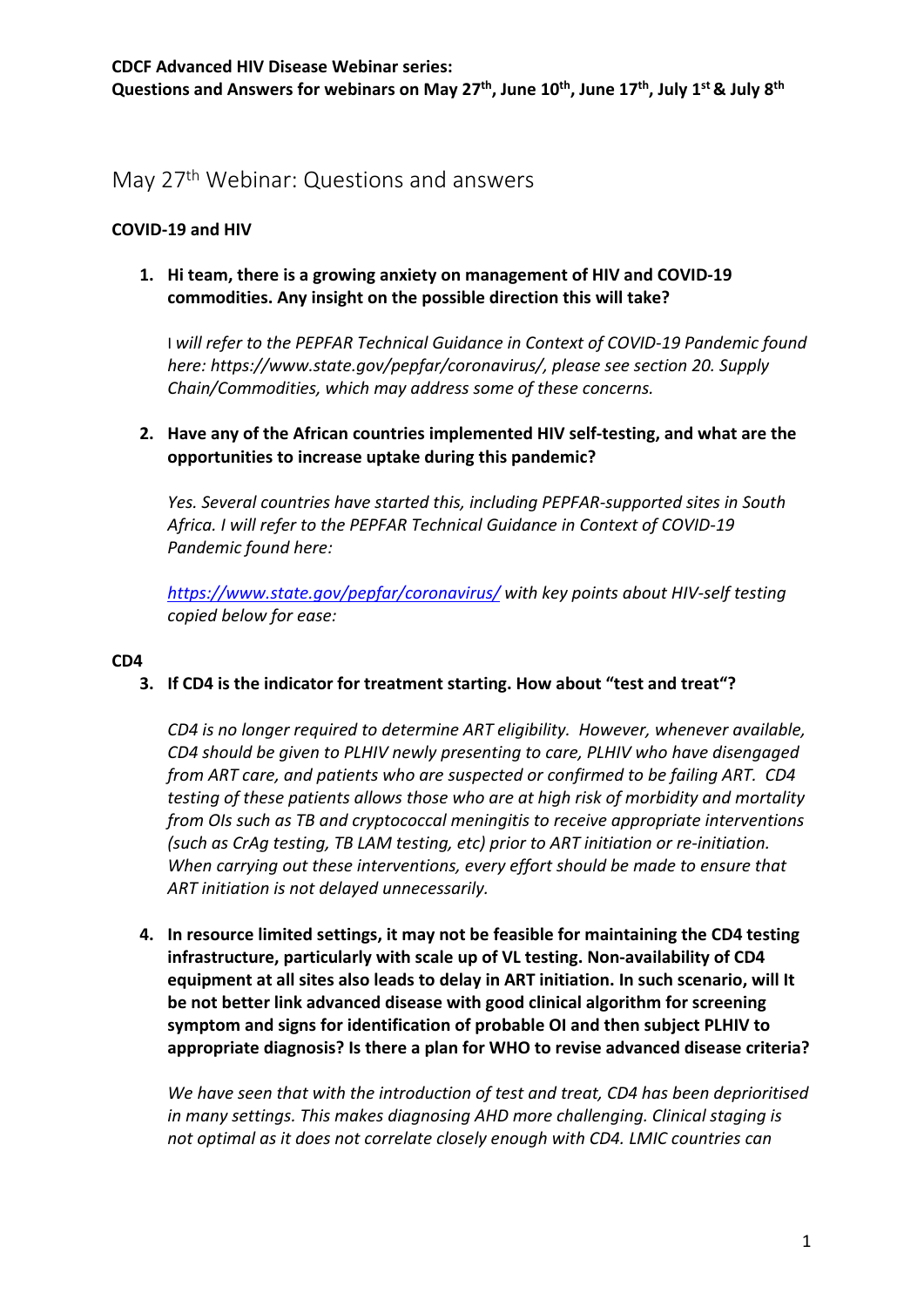**CDCF Advanced HIV Disease Webinar series:**
**Questions and Answers for webinars on May 27th, June 10th, June 17th, July 1st & July 8th**

# May 27th Webinar: Questions and answers

**COVID-19 and HIV**

1. **Hi team, there is a growing anxiety on management of HIV and COVID-19 commodities. Any insight on the possible direction this will take?**

   I *will refer to the PEPFAR Technical Guidance in Context of COVID-19 Pandemic found here: https://www.state.gov/pepfar/coronavirus/, please see section 20. Supply Chain/Commodities, which may address some of these concerns.*

2. **Have any of the African countries implemented HIV self-testing, and what are the opportunities to increase uptake during this pandemic?**

   *Yes. Several countries have started this, including PEPFAR-supported sites in South Africa. I will refer to the PEPFAR Technical Guidance in Context of COVID-19 Pandemic found here:*

   *https://www.state.gov/pepfar/coronavirus/ with key points about HIV-self testing copied below for ease:*

**CD4**

3. **If CD4 is the indicator for treatment starting. How about "test and treat"?**

   *CD4 is no longer required to determine ART eligibility. However, whenever available, CD4 should be given to PLHIV newly presenting to care, PLHIV who have disengaged from ART care, and patients who are suspected or confirmed to be failing ART. CD4 testing of these patients allows those who are at high risk of morbidity and mortality from OIs such as TB and cryptococcal meningitis to receive appropriate interventions (such as CrAg testing, TB LAM testing, etc) prior to ART initiation or re-initiation. When carrying out these interventions, every effort should be made to ensure that ART initiation is not delayed unnecessarily.*

4. **In resource limited settings, it may not be feasible for maintaining the CD4 testing infrastructure, particularly with scale up of VL testing. Non-availability of CD4 equipment at all sites also leads to delay in ART initiation. In such scenario, will It be not better link advanced disease with good clinical algorithm for screening symptom and signs for identification of probable OI and then subject PLHIV to appropriate diagnosis? Is there a plan for WHO to revise advanced disease criteria?**

   *We have seen that with the introduction of test and treat, CD4 has been deprioritised in many settings. This makes diagnosing AHD more challenging. Clinical staging is not optimal as it does not correlate closely enough with CD4. LMIC countries can*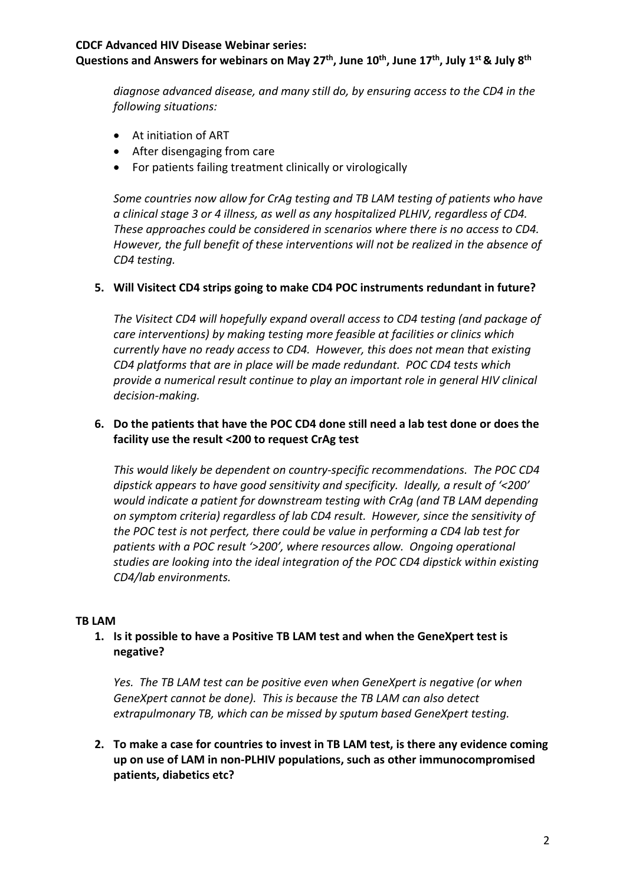*diagnose advanced disease, and many still do, by ensuring access to the CD4 in the following situations:*

- At initiation of ART
- After disengaging from care
- For patients failing treatment clinically or virologically

*Some countries now allow for CrAg testing and TB LAM testing of patients who have a clinical stage 3 or 4 illness, as well as any hospitalized PLHIV, regardless of CD4. These approaches could be considered in scenarios where there is no access to CD4. However, the full benefit of these interventions will not be realized in the absence of CD4 testing.*

**5. Will Visitect CD4 strips going to make CD4 POC instruments redundant in future?**

*The Visitect CD4 will hopefully expand overall access to CD4 testing (and package of care interventions) by making testing more feasible at facilities or clinics which currently have no ready access to CD4. However, this does not mean that existing CD4 platforms that are in place will be made redundant. POC CD4 tests which provide a numerical result continue to play an important role in general HIV clinical decision-making.*

**6. Do the patients that have the POC CD4 done still need a lab test done or does the facility use the result <200 to request CrAg test**

*This would likely be dependent on country-specific recommendations. The POC CD4 dipstick appears to have good sensitivity and specificity. Ideally, a result of '<200' would indicate a patient for downstream testing with CrAg (and TB LAM depending on symptom criteria) regardless of lab CD4 result. However, since the sensitivity of the POC test is not perfect, there could be value in performing a CD4 lab test for patients with a POC result '>200', where resources allow. Ongoing operational studies are looking into the ideal integration of the POC CD4 dipstick within existing CD4/lab environments.*

## TB LAM

**1. Is it possible to have a Positive TB LAM test and when the GeneXpert test is negative?**

*Yes. The TB LAM test can be positive even when GeneXpert is negative (or when GeneXpert cannot be done). This is because the TB LAM can also detect extrapulmonary TB, which can be missed by sputum based GeneXpert testing.*

**2. To make a case for countries to invest in TB LAM test, is there any evidence coming up on use of LAM in non-PLHIV populations, such as other immunocompromised patients, diabetics etc?**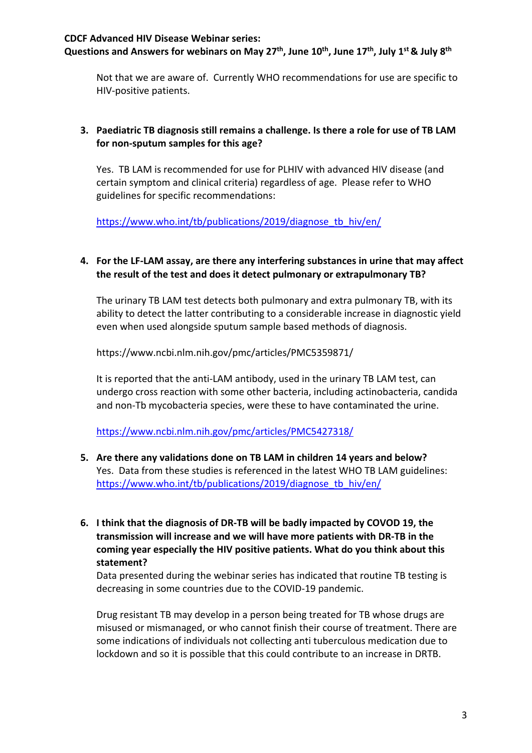Not that we are aware of. Currently WHO recommendations for use are specific to HIV-positive patients.

3. **Paediatric TB diagnosis still remains a challenge. Is there a role for use of TB LAM for non-sputum samples for this age?**

   Yes. TB LAM is recommended for use for PLHIV with advanced HIV disease (and certain symptom and clinical criteria) regardless of age. Please refer to WHO guidelines for specific recommendations:

   https://www.who.int/tb/publications/2019/diagnose_tb_hiv/en/

4. **For the LF-LAM assay, are there any interfering substances in urine that may affect the result of the test and does it detect pulmonary or extrapulmonary TB?**

   The urinary TB LAM test detects both pulmonary and extra pulmonary TB, with its ability to detect the latter contributing to a considerable increase in diagnostic yield even when used alongside sputum sample based methods of diagnosis.

   https://www.ncbi.nlm.nih.gov/pmc/articles/PMC5359871/

   It is reported that the anti-LAM antibody, used in the urinary TB LAM test, can undergo cross reaction with some other bacteria, including actinobacteria, candida and non-Tb mycobacteria species, were these to have contaminated the urine.

   https://www.ncbi.nlm.nih.gov/pmc/articles/PMC5427318/

5. **Are there any validations done on TB LAM in children 14 years and below?**
   Yes. Data from these studies is referenced in the latest WHO TB LAM guidelines: https://www.who.int/tb/publications/2019/diagnose_tb_hiv/en/

6. **I think that the diagnosis of DR-TB will be badly impacted by COVOD 19, the transmission will increase and we will have more patients with DR-TB in the coming year especially the HIV positive patients. What do you think about this statement?**
   Data presented during the webinar series has indicated that routine TB testing is decreasing in some countries due to the COVID-19 pandemic.

   Drug resistant TB may develop in a person being treated for TB whose drugs are misused or mismanaged, or who cannot finish their course of treatment. There are some indications of individuals not collecting anti tuberculous medication due to lockdown and so it is possible that this could contribute to an increase in DRTB.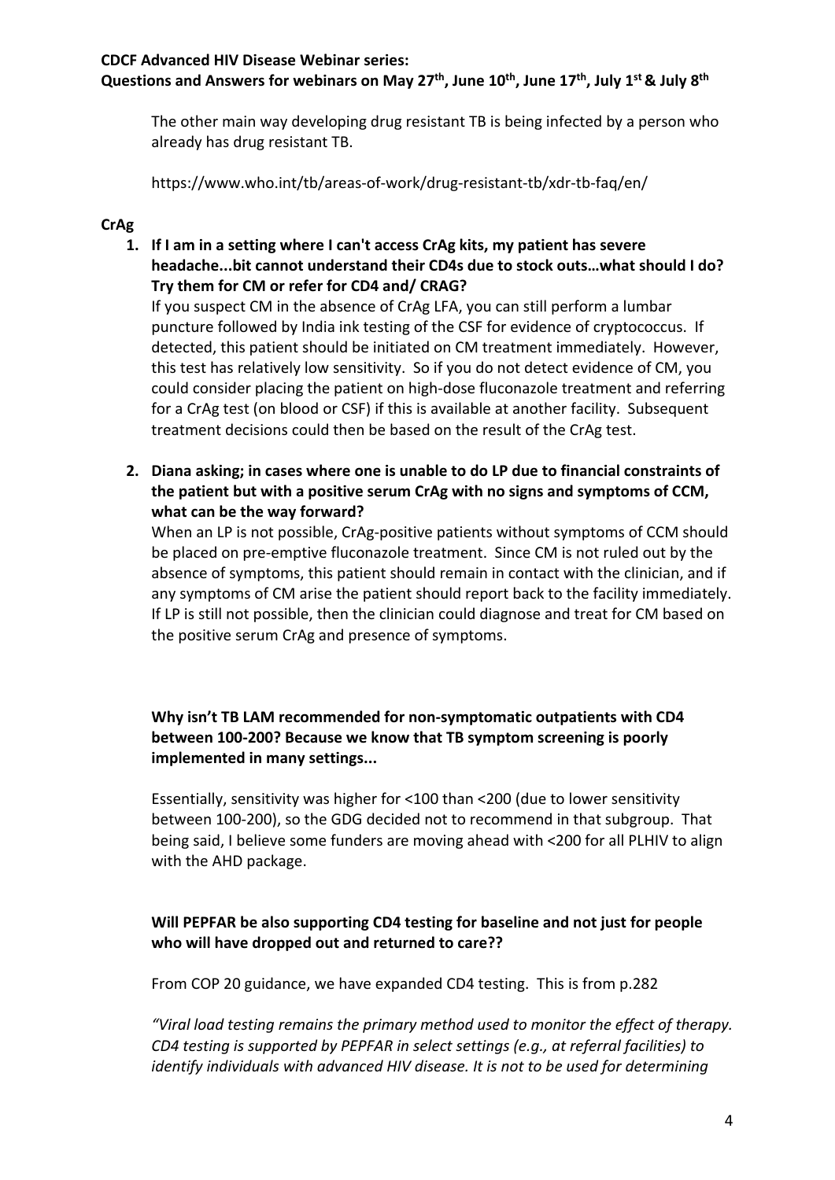The other main way developing drug resistant TB is being infected by a person who already has drug resistant TB.

https://www.who.int/tb/areas-of-work/drug-resistant-tb/xdr-tb-faq/en/

**CrAg**

1. **If I am in a setting where I can't access CrAg kits, my patient has severe headache...bit cannot understand their CD4s due to stock outs…what should I do? Try them for CM or refer for CD4 and/ CRAG?**

   If you suspect CM in the absence of CrAg LFA, you can still perform a lumbar puncture followed by India ink testing of the CSF for evidence of cryptococcus. If detected, this patient should be initiated on CM treatment immediately. However, this test has relatively low sensitivity. So if you do not detect evidence of CM, you could consider placing the patient on high-dose fluconazole treatment and referring for a CrAg test (on blood or CSF) if this is available at another facility. Subsequent treatment decisions could then be based on the result of the CrAg test.

2. **Diana asking; in cases where one is unable to do LP due to financial constraints of the patient but with a positive serum CrAg with no signs and symptoms of CCM, what can be the way forward?**

   When an LP is not possible, CrAg-positive patients without symptoms of CCM should be placed on pre-emptive fluconazole treatment. Since CM is not ruled out by the absence of symptoms, this patient should remain in contact with the clinician, and if any symptoms of CM arise the patient should report back to the facility immediately. If LP is still not possible, then the clinician could diagnose and treat for CM based on the positive serum CrAg and presence of symptoms.

**Why isn't TB LAM recommended for non-symptomatic outpatients with CD4 between 100-200? Because we know that TB symptom screening is poorly implemented in many settings...**

Essentially, sensitivity was higher for <100 than <200 (due to lower sensitivity between 100-200), so the GDG decided not to recommend in that subgroup. That being said, I believe some funders are moving ahead with <200 for all PLHIV to align with the AHD package.

**Will PEPFAR be also supporting CD4 testing for baseline and not just for people who will have dropped out and returned to care??**

From COP 20 guidance, we have expanded CD4 testing. This is from p.282

*"Viral load testing remains the primary method used to monitor the effect of therapy. CD4 testing is supported by PEPFAR in select settings (e.g., at referral facilities) to identify individuals with advanced HIV disease. It is not to be used for determining*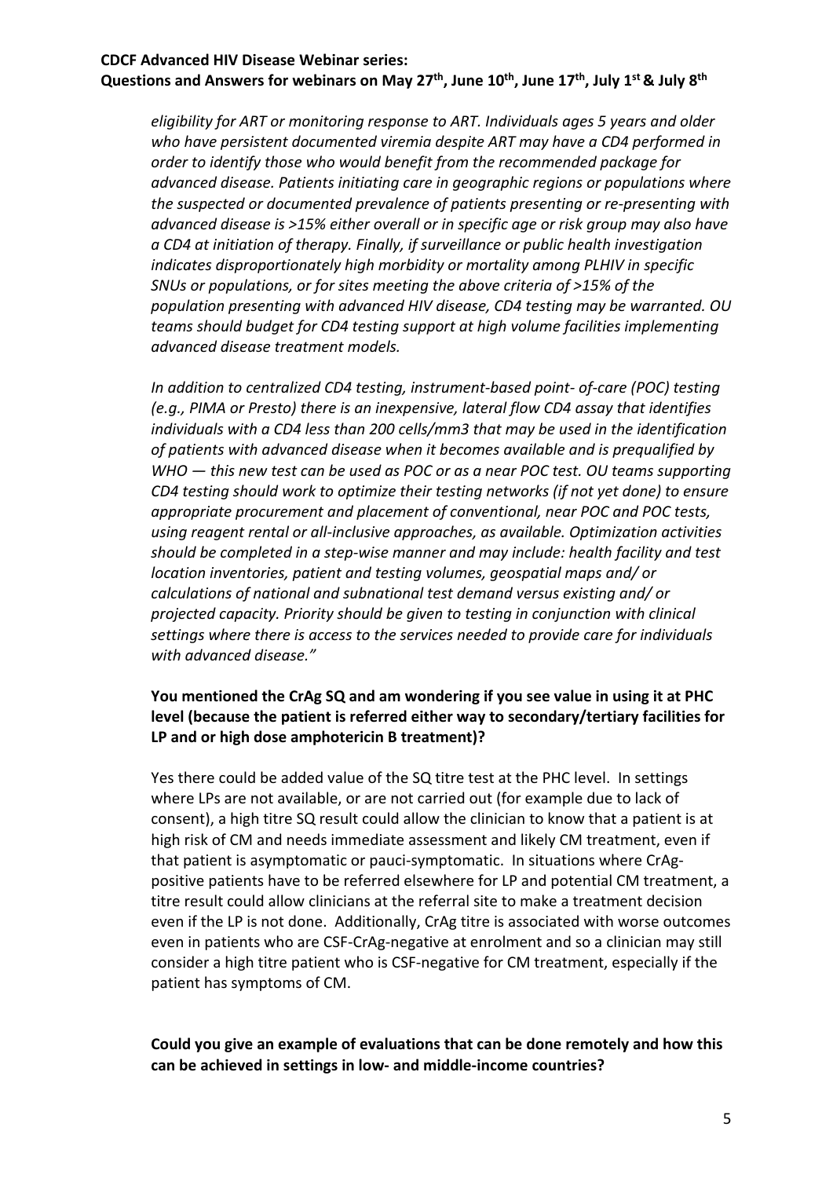*eligibility for ART or monitoring response to ART. Individuals ages 5 years and older who have persistent documented viremia despite ART may have a CD4 performed in order to identify those who would benefit from the recommended package for advanced disease. Patients initiating care in geographic regions or populations where the suspected or documented prevalence of patients presenting or re-presenting with advanced disease is >15% either overall or in specific age or risk group may also have a CD4 at initiation of therapy. Finally, if surveillance or public health investigation indicates disproportionately high morbidity or mortality among PLHIV in specific SNUs or populations, or for sites meeting the above criteria of >15% of the population presenting with advanced HIV disease, CD4 testing may be warranted. OU teams should budget for CD4 testing support at high volume facilities implementing advanced disease treatment models.*

*In addition to centralized CD4 testing, instrument-based point- of-care (POC) testing (e.g., PIMA or Presto) there is an inexpensive, lateral flow CD4 assay that identifies individuals with a CD4 less than 200 cells/mm3 that may be used in the identification of patients with advanced disease when it becomes available and is prequalified by WHO — this new test can be used as POC or as a near POC test. OU teams supporting CD4 testing should work to optimize their testing networks (if not yet done) to ensure appropriate procurement and placement of conventional, near POC and POC tests, using reagent rental or all-inclusive approaches, as available. Optimization activities should be completed in a step-wise manner and may include: health facility and test location inventories, patient and testing volumes, geospatial maps and/ or calculations of national and subnational test demand versus existing and/ or projected capacity. Priority should be given to testing in conjunction with clinical settings where there is access to the services needed to provide care for individuals with advanced disease."*

**You mentioned the CrAg SQ and am wondering if you see value in using it at PHC level (because the patient is referred either way to secondary/tertiary facilities for LP and or high dose amphotericin B treatment)?**

Yes there could be added value of the SQ titre test at the PHC level. In settings where LPs are not available, or are not carried out (for example due to lack of consent), a high titre SQ result could allow the clinician to know that a patient is at high risk of CM and needs immediate assessment and likely CM treatment, even if that patient is asymptomatic or pauci-symptomatic. In situations where CrAg-positive patients have to be referred elsewhere for LP and potential CM treatment, a titre result could allow clinicians at the referral site to make a treatment decision even if the LP is not done. Additionally, CrAg titre is associated with worse outcomes even in patients who are CSF-CrAg-negative at enrolment and so a clinician may still consider a high titre patient who is CSF-negative for CM treatment, especially if the patient has symptoms of CM.

**Could you give an example of evaluations that can be done remotely and how this can be achieved in settings in low- and middle-income countries?**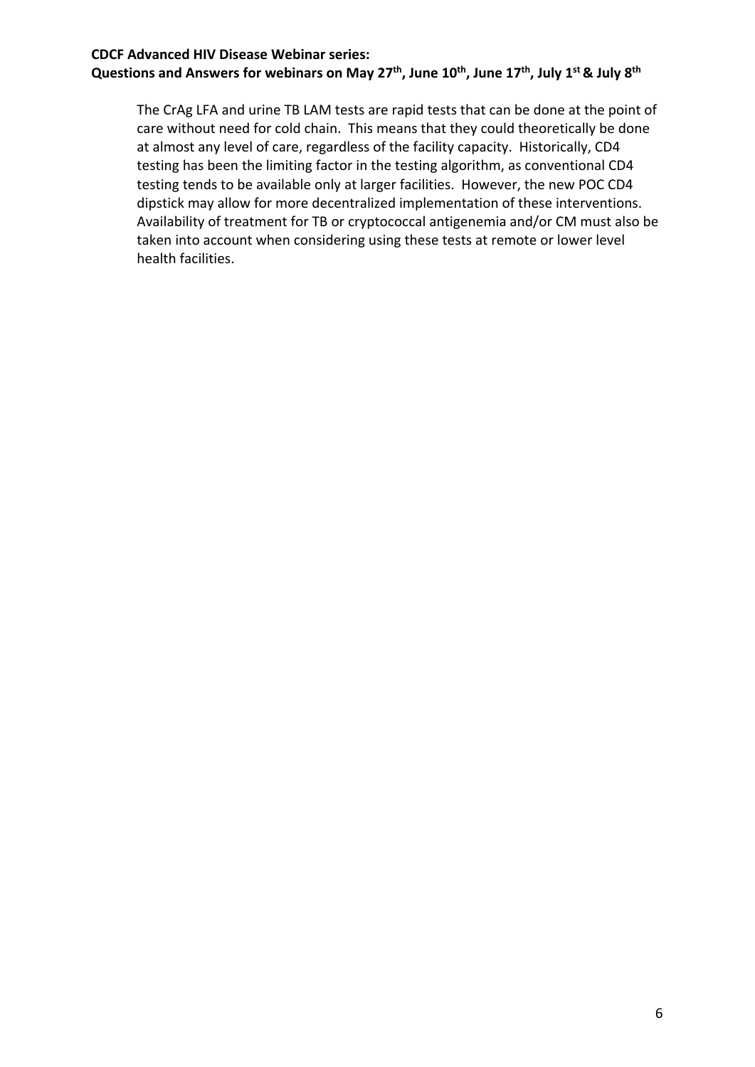The CrAg LFA and urine TB LAM tests are rapid tests that can be done at the point of care without need for cold chain. This means that they could theoretically be done at almost any level of care, regardless of the facility capacity. Historically, CD4 testing has been the limiting factor in the testing algorithm, as conventional CD4 testing tends to be available only at larger facilities. However, the new POC CD4 dipstick may allow for more decentralized implementation of these interventions. Availability of treatment for TB or cryptococcal antigenemia and/or CM must also be taken into account when considering using these tests at remote or lower level health facilities.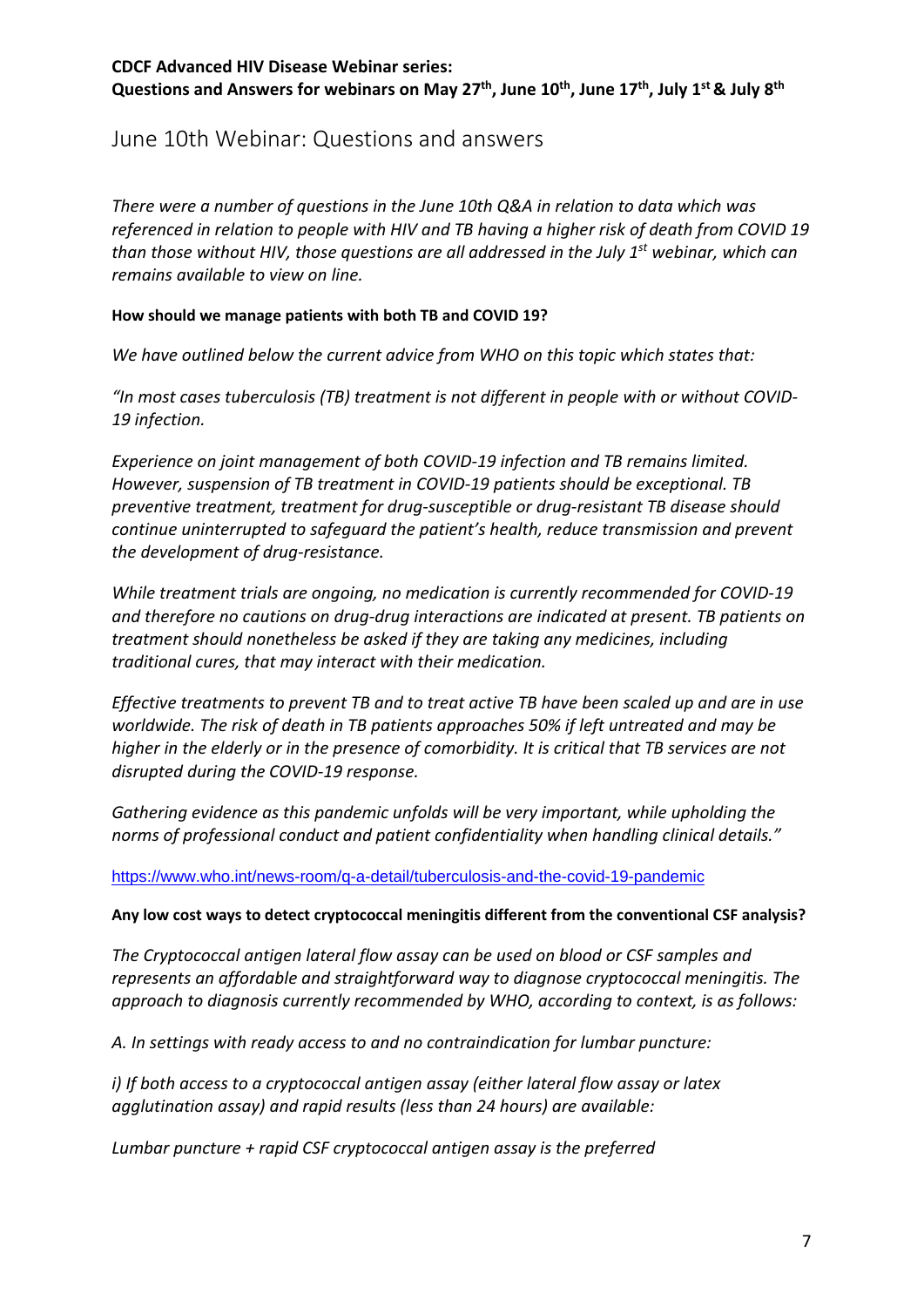# June 10th Webinar: Questions and answers

*There were a number of questions in the June 10th Q&A in relation to data which was referenced in relation to people with HIV and TB having a higher risk of death from COVID 19 than those without HIV, those questions are all addressed in the July 1st webinar, which can remains available to view on line.*

**How should we manage patients with both TB and COVID 19?**

*We have outlined below the current advice from WHO on this topic which states that:*

*"In most cases tuberculosis (TB) treatment is not different in people with or without COVID-19 infection.*

*Experience on joint management of both COVID-19 infection and TB remains limited. However, suspension of TB treatment in COVID-19 patients should be exceptional. TB preventive treatment, treatment for drug-susceptible or drug-resistant TB disease should continue uninterrupted to safeguard the patient's health, reduce transmission and prevent the development of drug-resistance.*

*While treatment trials are ongoing, no medication is currently recommended for COVID-19 and therefore no cautions on drug-drug interactions are indicated at present. TB patients on treatment should nonetheless be asked if they are taking any medicines, including traditional cures, that may interact with their medication.*

*Effective treatments to prevent TB and to treat active TB have been scaled up and are in use worldwide. The risk of death in TB patients approaches 50% if left untreated and may be higher in the elderly or in the presence of comorbidity. It is critical that TB services are not disrupted during the COVID-19 response.*

*Gathering evidence as this pandemic unfolds will be very important, while upholding the norms of professional conduct and patient confidentiality when handling clinical details."*

https://www.who.int/news-room/q-a-detail/tuberculosis-and-the-covid-19-pandemic

**Any low cost ways to detect cryptococcal meningitis different from the conventional CSF analysis?**

*The Cryptococcal antigen lateral flow assay can be used on blood or CSF samples and represents an affordable and straightforward way to diagnose cryptococcal meningitis. The approach to diagnosis currently recommended by WHO, according to context, is as follows:*

*A. In settings with ready access to and no contraindication for lumbar puncture:*

*i) If both access to a cryptococcal antigen assay (either lateral flow assay or latex agglutination assay) and rapid results (less than 24 hours) are available:*

*Lumbar puncture + rapid CSF cryptococcal antigen assay is the preferred*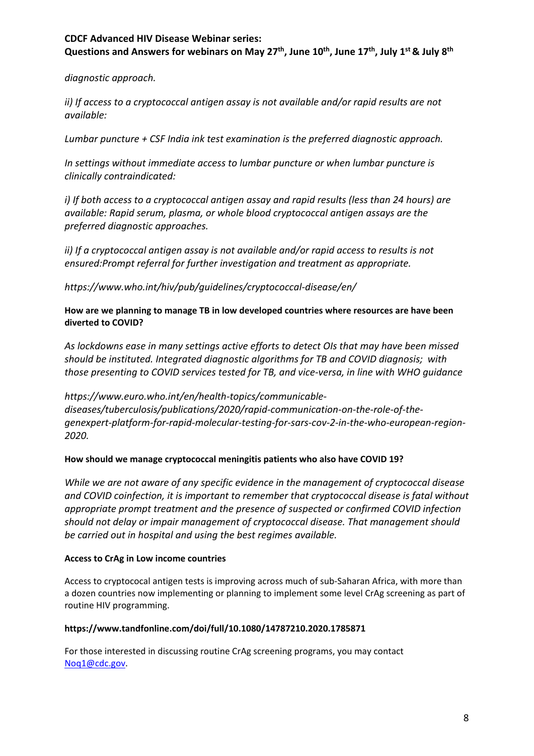*diagnostic approach.*

*ii) If access to a cryptococcal antigen assay is not available and/or rapid results are not available:*

*Lumbar puncture + CSF India ink test examination is the preferred diagnostic approach.*

*In settings without immediate access to lumbar puncture or when lumbar puncture is clinically contraindicated:*

*i) If both access to a cryptococcal antigen assay and rapid results (less than 24 hours) are available: Rapid serum, plasma, or whole blood cryptococcal antigen assays are the preferred diagnostic approaches.*

*ii) If a cryptococcal antigen assay is not available and/or rapid access to results is not ensured:Prompt referral for further investigation and treatment as appropriate.*

*https://www.who.int/hiv/pub/guidelines/cryptococcal-disease/en/*

**How are we planning to manage TB in low developed countries where resources are have been diverted to COVID?**

*As lockdowns ease in many settings active efforts to detect OIs that may have been missed should be instituted. Integrated diagnostic algorithms for TB and COVID diagnosis; with those presenting to COVID services tested for TB, and vice-versa, in line with WHO guidance*

*https://www.euro.who.int/en/health-topics/communicable-diseases/tuberculosis/publications/2020/rapid-communication-on-the-role-of-the-genexpert-platform-for-rapid-molecular-testing-for-sars-cov-2-in-the-who-european-region-2020.*

**How should we manage cryptococcal meningitis patients who also have COVID 19?**

*While we are not aware of any specific evidence in the management of cryptococcal disease and COVID coinfection, it is important to remember that cryptococcal disease is fatal without appropriate prompt treatment and the presence of suspected or confirmed COVID infection should not delay or impair management of cryptococcal disease. That management should be carried out in hospital and using the best regimes available.*

**Access to CrAg in Low income countries**

Access to cryptococal antigen tests is improving across much of sub-Saharan Africa, with more than a dozen countries now implementing or planning to implement some level CrAg screening as part of routine HIV programming.

**https://www.tandfonline.com/doi/full/10.1080/14787210.2020.1785871**

For those interested in discussing routine CrAg screening programs, you may contact Noq1@cdc.gov.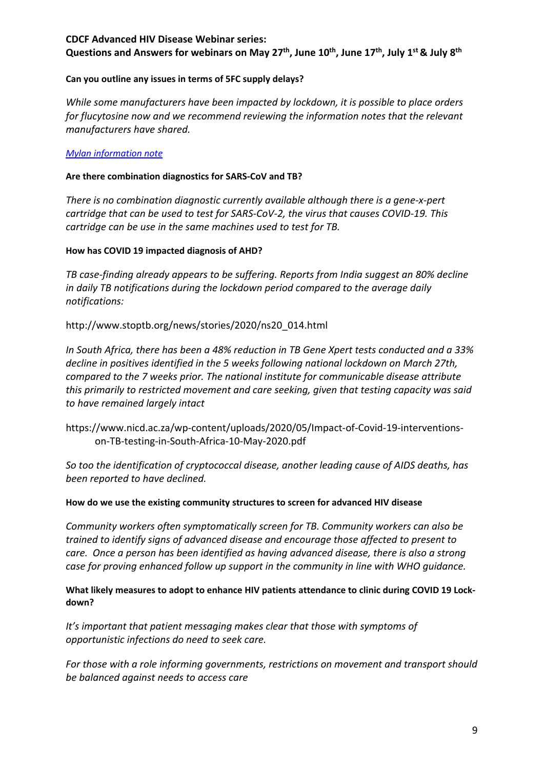**CDCF Advanced HIV Disease Webinar series:**
**Questions and Answers for webinars on May 27th, June 10th, June 17th, July 1st & July 8th**

**Can you outline any issues in terms of 5FC supply delays?**

*While some manufacturers have been impacted by lockdown, it is possible to place orders for flucytosine now and we recommend reviewing the information notes that the relevant manufacturers have shared.*

*Mylan information note*

**Are there combination diagnostics for SARS-CoV and TB?**

*There is no combination diagnostic currently available although there is a gene-x-pert cartridge that can be used to test for SARS-CoV-2, the virus that causes COVID-19. This cartridge can be use in the same machines used to test for TB.*

**How has COVID 19 impacted diagnosis of AHD?**

*TB case-finding already appears to be suffering. Reports from India suggest an 80% decline in daily TB notifications during the lockdown period compared to the average daily notifications:*

http://www.stoptb.org/news/stories/2020/ns20_014.html

*In South Africa, there has been a 48% reduction in TB Gene Xpert tests conducted and a 33% decline in positives identified in the 5 weeks following national lockdown on March 27th, compared to the 7 weeks prior. The national institute for communicable disease attribute this primarily to restricted movement and care seeking, given that testing capacity was said to have remained largely intact*

https://www.nicd.ac.za/wp-content/uploads/2020/05/Impact-of-Covid-19-interventions-on-TB-testing-in-South-Africa-10-May-2020.pdf

*So too the identification of cryptococcal disease, another leading cause of AIDS deaths, has been reported to have declined.*

**How do we use the existing community structures to screen for advanced HIV disease**

*Community workers often symptomatically screen for TB. Community workers can also be trained to identify signs of advanced disease and encourage those affected to present to care. Once a person has been identified as having advanced disease, there is also a strong case for proving enhanced follow up support in the community in line with WHO guidance.*

**What likely measures to adopt to enhance HIV patients attendance to clinic during COVID 19 Lock-down?**

*It's important that patient messaging makes clear that those with symptoms of opportunistic infections do need to seek care.*

*For those with a role informing governments, restrictions on movement and transport should be balanced against needs to access care*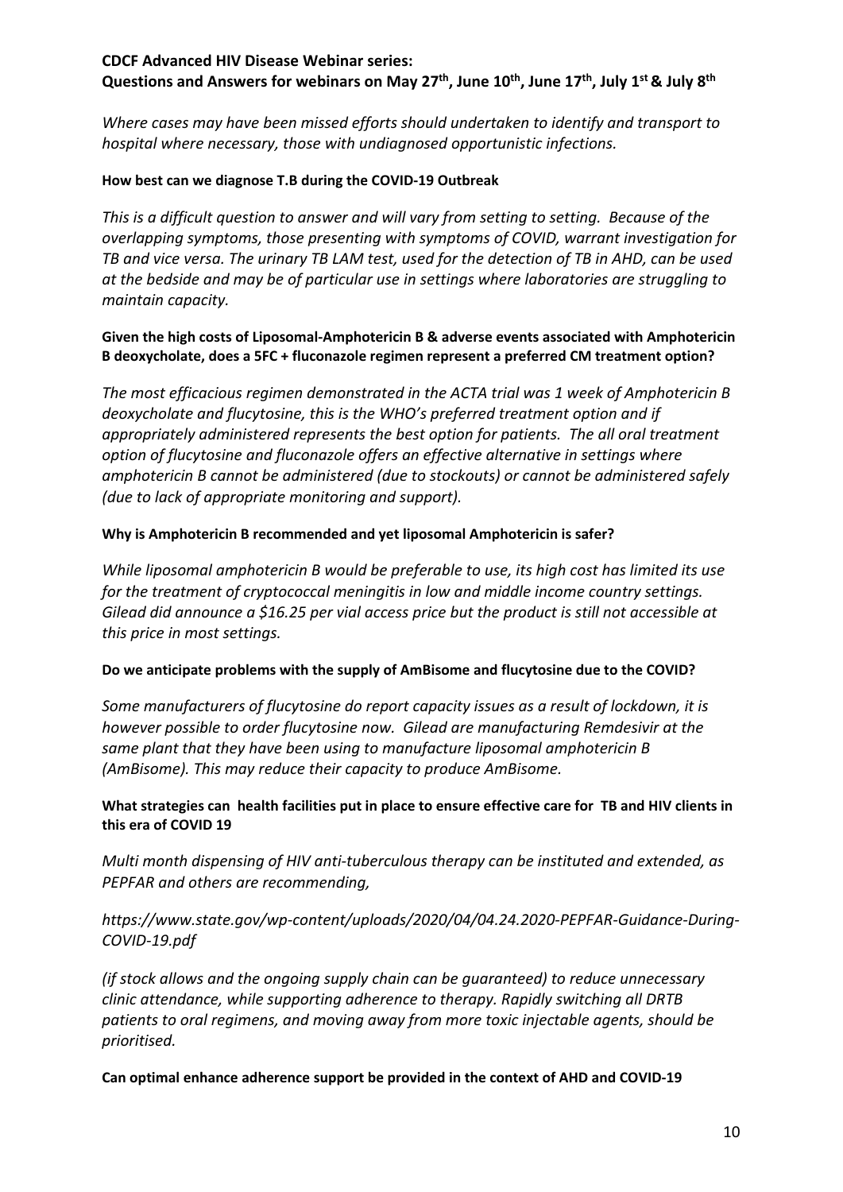**CDCF Advanced HIV Disease Webinar series:**
**Questions and Answers for webinars on May 27th, June 10th, June 17th, July 1st & July 8th**

*Where cases may have been missed efforts should undertaken to identify and transport to hospital where necessary, those with undiagnosed opportunistic infections.*

**How best can we diagnose T.B during the COVID-19 Outbreak**

*This is a difficult question to answer and will vary from setting to setting. Because of the overlapping symptoms, those presenting with symptoms of COVID, warrant investigation for TB and vice versa. The urinary TB LAM test, used for the detection of TB in AHD, can be used at the bedside and may be of particular use in settings where laboratories are struggling to maintain capacity.*

**Given the high costs of Liposomal-Amphotericin B & adverse events associated with Amphotericin B deoxycholate, does a 5FC + fluconazole regimen represent a preferred CM treatment option?**

*The most efficacious regimen demonstrated in the ACTA trial was 1 week of Amphotericin B deoxycholate and flucytosine, this is the WHO's preferred treatment option and if appropriately administered represents the best option for patients. The all oral treatment option of flucytosine and fluconazole offers an effective alternative in settings where amphotericin B cannot be administered (due to stockouts) or cannot be administered safely (due to lack of appropriate monitoring and support).*

**Why is Amphotericin B recommended and yet liposomal Amphotericin is safer?**

*While liposomal amphotericin B would be preferable to use, its high cost has limited its use for the treatment of cryptococcal meningitis in low and middle income country settings. Gilead did announce a $16.25 per vial access price but the product is still not accessible at this price in most settings.*

**Do we anticipate problems with the supply of AmBisome and flucytosine due to the COVID?**

*Some manufacturers of flucytosine do report capacity issues as a result of lockdown, it is however possible to order flucytosine now. Gilead are manufacturing Remdesivir at the same plant that they have been using to manufacture liposomal amphotericin B (AmBisome). This may reduce their capacity to produce AmBisome.*

**What strategies can health facilities put in place to ensure effective care for TB and HIV clients in this era of COVID 19**

*Multi month dispensing of HIV anti-tuberculous therapy can be instituted and extended, as PEPFAR and others are recommending,*

*https://www.state.gov/wp-content/uploads/2020/04/04.24.2020-PEPFAR-Guidance-During-COVID-19.pdf*

*(if stock allows and the ongoing supply chain can be guaranteed) to reduce unnecessary clinic attendance, while supporting adherence to therapy. Rapidly switching all DRTB patients to oral regimens, and moving away from more toxic injectable agents, should be prioritised.*

**Can optimal enhance adherence support be provided in the context of AHD and COVID-19**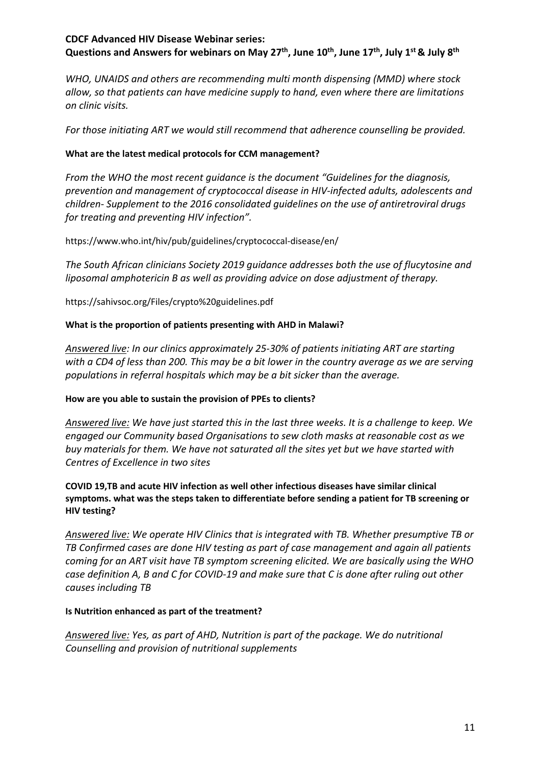**CDCF Advanced HIV Disease Webinar series:**
**Questions and Answers for webinars on May 27th, June 10th, June 17th, July 1st & July 8th**

*WHO, UNAIDS and others are recommending multi month dispensing (MMD) where stock allow, so that patients can have medicine supply to hand, even where there are limitations on clinic visits.*

*For those initiating ART we would still recommend that adherence counselling be provided.*

**What are the latest medical protocols for CCM management?**

*From the WHO the most recent guidance is the document "Guidelines for the diagnosis, prevention and management of cryptococcal disease in HIV-infected adults, adolescents and children- Supplement to the 2016 consolidated guidelines on the use of antiretroviral drugs for treating and preventing HIV infection".*

https://www.who.int/hiv/pub/guidelines/cryptococcal-disease/en/

*The South African clinicians Society 2019 guidance addresses both the use of flucytosine and liposomal amphotericin B as well as providing advice on dose adjustment of therapy.*

https://sahivsoc.org/Files/crypto%20guidelines.pdf

**What is the proportion of patients presenting with AHD in Malawi?**

*Answered live: In our clinics approximately 25-30% of patients initiating ART are starting with a CD4 of less than 200. This may be a bit lower in the country average as we are serving populations in referral hospitals which may be a bit sicker than the average.*

**How are you able to sustain the provision of PPEs to clients?**

*Answered live: We have just started this in the last three weeks. It is a challenge to keep. We engaged our Community based Organisations to sew cloth masks at reasonable cost as we buy materials for them. We have not saturated all the sites yet but we have started with Centres of Excellence in two sites*

**COVID 19,TB and acute HIV infection as well other infectious diseases have similar clinical symptoms. what was the steps taken to differentiate before sending a patient for TB screening or HIV testing?**

*Answered live: We operate HIV Clinics that is integrated with TB. Whether presumptive TB or TB Confirmed cases are done HIV testing as part of case management and again all patients coming for an ART visit have TB symptom screening elicited. We are basically using the WHO case definition A, B and C for COVID-19 and make sure that C is done after ruling out other causes including TB*

**Is Nutrition enhanced as part of the treatment?**

*Answered live: Yes, as part of AHD, Nutrition is part of the package. We do nutritional Counselling and provision of nutritional supplements*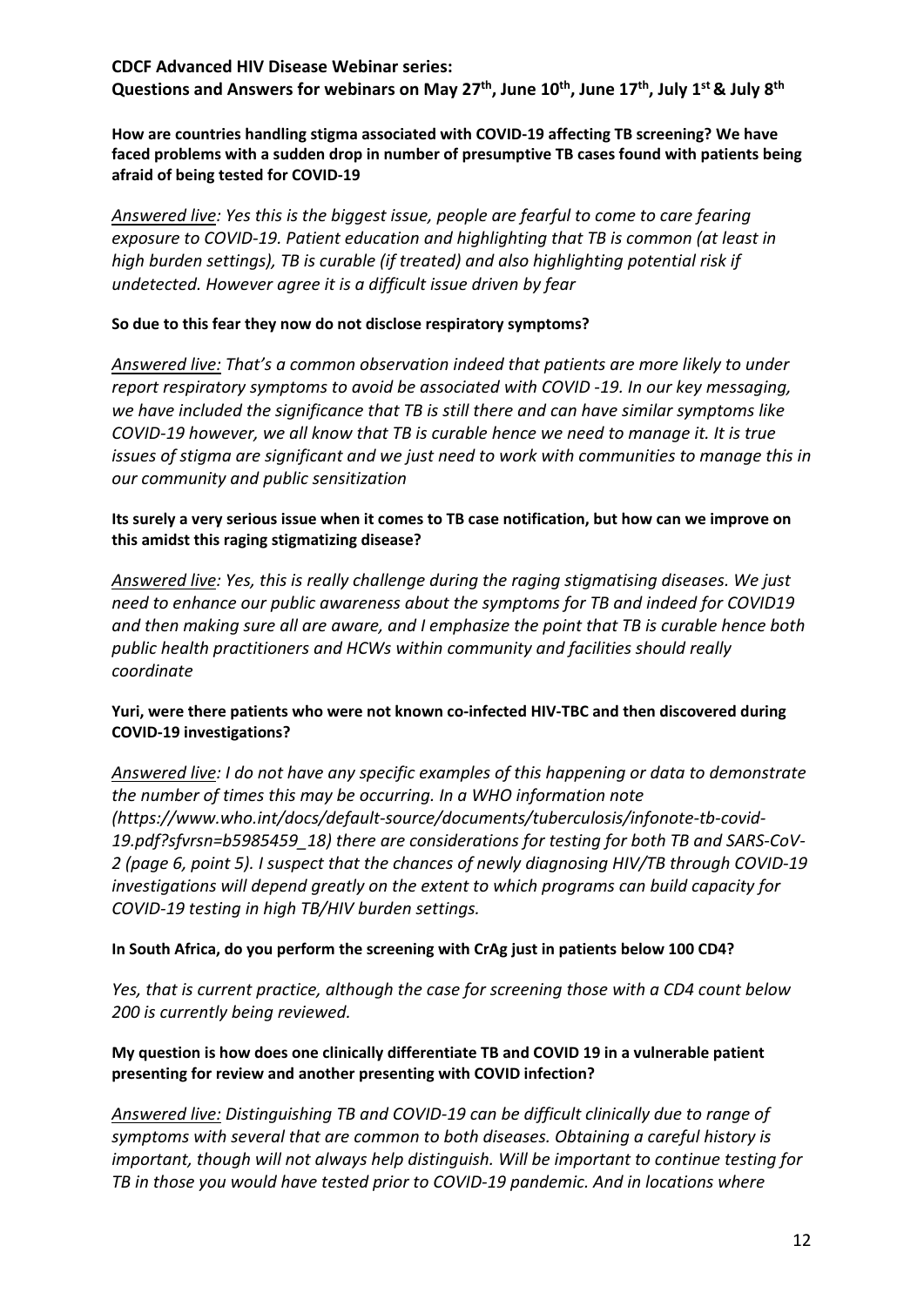**CDCF Advanced HIV Disease Webinar series:**
**Questions and Answers for webinars on May 27th, June 10th, June 17th, July 1st & July 8th**

**How are countries handling stigma associated with COVID-19 affecting TB screening? We have faced problems with a sudden drop in number of presumptive TB cases found with patients being afraid of being tested for COVID-19**

*Answered live: Yes this is the biggest issue, people are fearful to come to care fearing exposure to COVID-19. Patient education and highlighting that TB is common (at least in high burden settings), TB is curable (if treated) and also highlighting potential risk if undetected. However agree it is a difficult issue driven by fear*

**So due to this fear they now do not disclose respiratory symptoms?**

*Answered live: That's a common observation indeed that patients are more likely to under report respiratory symptoms to avoid be associated with COVID -19. In our key messaging, we have included the significance that TB is still there and can have similar symptoms like COVID-19 however, we all know that TB is curable hence we need to manage it. It is true issues of stigma are significant and we just need to work with communities to manage this in our community and public sensitization*

**Its surely a very serious issue when it comes to TB case notification, but how can we improve on this amidst this raging stigmatizing disease?**

*Answered live: Yes, this is really challenge during the raging stigmatising diseases. We just need to enhance our public awareness about the symptoms for TB and indeed for COVID19 and then making sure all are aware, and I emphasize the point that TB is curable hence both public health practitioners and HCWs within community and facilities should really coordinate*

**Yuri, were there patients who were not known co-infected HIV-TBC and then discovered during COVID-19 investigations?**

*Answered live: I do not have any specific examples of this happening or data to demonstrate the number of times this may be occurring. In a WHO information note (https://www.who.int/docs/default-source/documents/tuberculosis/infonote-tb-covid-19.pdf?sfvrsn=b5985459_18) there are considerations for testing for both TB and SARS-CoV-2 (page 6, point 5). I suspect that the chances of newly diagnosing HIV/TB through COVID-19 investigations will depend greatly on the extent to which programs can build capacity for COVID-19 testing in high TB/HIV burden settings.*

**In South Africa, do you perform the screening with CrAg just in patients below 100 CD4?**

*Yes, that is current practice, although the case for screening those with a CD4 count below 200 is currently being reviewed.*

**My question is how does one clinically differentiate TB and COVID 19 in a vulnerable patient presenting for review and another presenting with COVID infection?**

*Answered live: Distinguishing TB and COVID-19 can be difficult clinically due to range of symptoms with several that are common to both diseases. Obtaining a careful history is important, though will not always help distinguish. Will be important to continue testing for TB in those you would have tested prior to COVID-19 pandemic. And in locations where*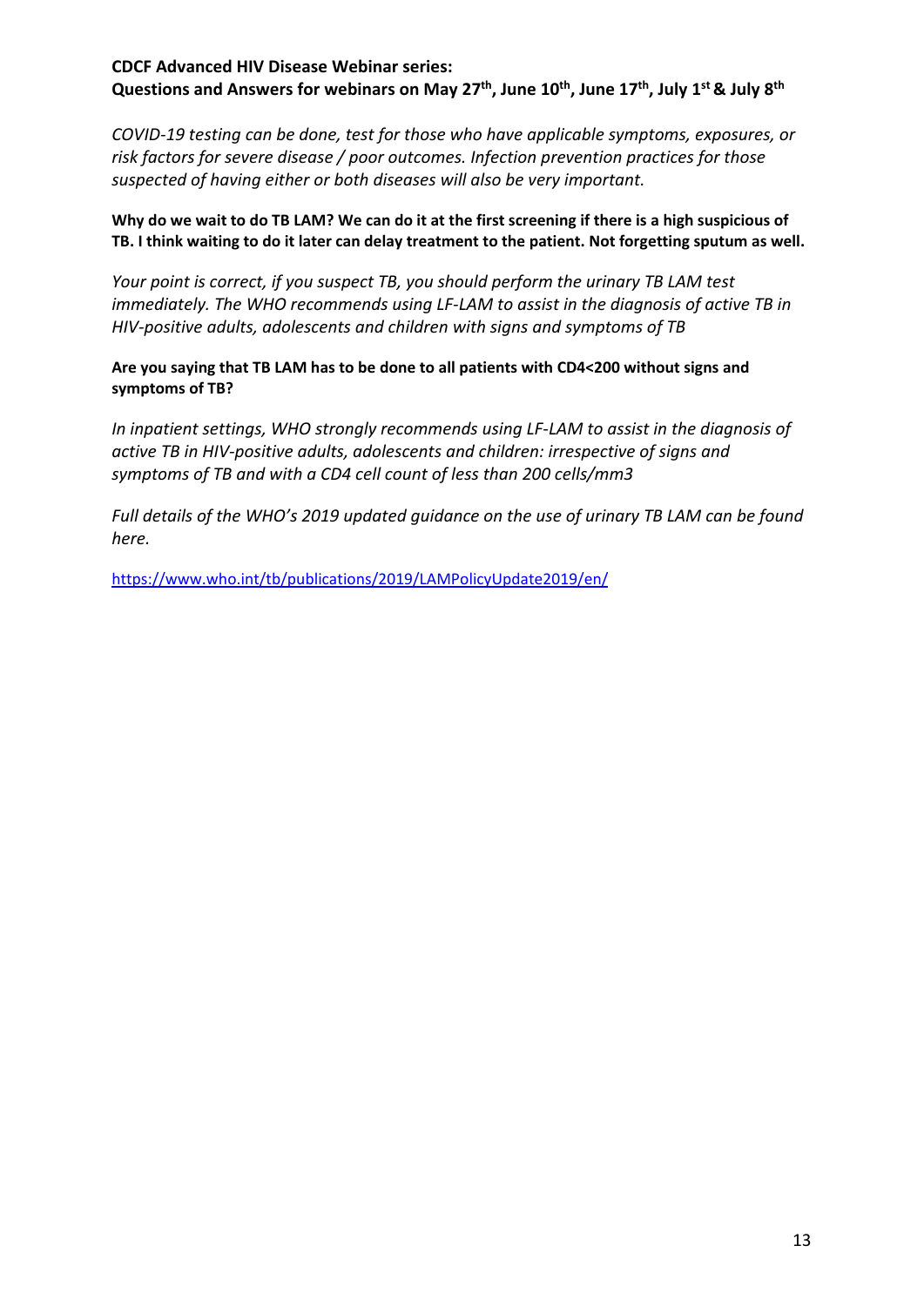**CDCF Advanced HIV Disease Webinar series:**
**Questions and Answers for webinars on May 27th, June 10th, June 17th, July 1st & July 8th**

*COVID-19 testing can be done, test for those who have applicable symptoms, exposures, or risk factors for severe disease / poor outcomes. Infection prevention practices for those suspected of having either or both diseases will also be very important.*

**Why do we wait to do TB LAM? We can do it at the first screening if there is a high suspicious of TB. I think waiting to do it later can delay treatment to the patient. Not forgetting sputum as well.**

*Your point is correct, if you suspect TB, you should perform the urinary TB LAM test immediately. The WHO recommends using LF-LAM to assist in the diagnosis of active TB in HIV-positive adults, adolescents and children with signs and symptoms of TB*

**Are you saying that TB LAM has to be done to all patients with CD4<200 without signs and symptoms of TB?**

*In inpatient settings, WHO strongly recommends using LF-LAM to assist in the diagnosis of active TB in HIV-positive adults, adolescents and children: irrespective of signs and symptoms of TB and with a CD4 cell count of less than 200 cells/mm3*

*Full details of the WHO's 2019 updated guidance on the use of urinary TB LAM can be found here.*

https://www.who.int/tb/publications/2019/LAMPolicyUpdate2019/en/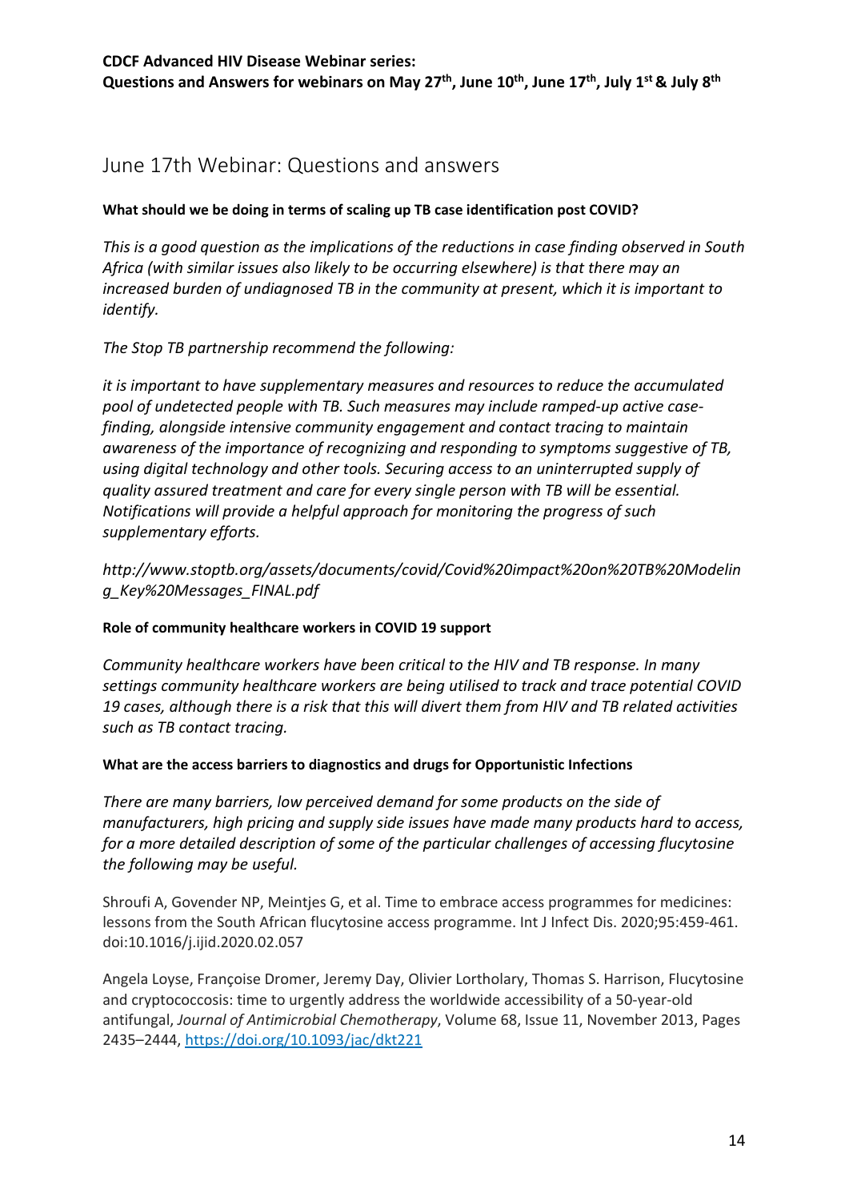## June 17th Webinar: Questions and answers

**What should we be doing in terms of scaling up TB case identification post COVID?**

*This is a good question as the implications of the reductions in case finding observed in South Africa (with similar issues also likely to be occurring elsewhere) is that there may an increased burden of undiagnosed TB in the community at present, which it is important to identify.*

*The Stop TB partnership recommend the following:*

*it is important to have supplementary measures and resources to reduce the accumulated pool of undetected people with TB. Such measures may include ramped-up active case-finding, alongside intensive community engagement and contact tracing to maintain awareness of the importance of recognizing and responding to symptoms suggestive of TB, using digital technology and other tools. Securing access to an uninterrupted supply of quality assured treatment and care for every single person with TB will be essential. Notifications will provide a helpful approach for monitoring the progress of such supplementary efforts.*

*http://www.stoptb.org/assets/documents/covid/Covid%20impact%20on%20TB%20Modeling_Key%20Messages_FINAL.pdf*

**Role of community healthcare workers in COVID 19 support**

*Community healthcare workers have been critical to the HIV and TB response. In many settings community healthcare workers are being utilised to track and trace potential COVID 19 cases, although there is a risk that this will divert them from HIV and TB related activities such as TB contact tracing.*

**What are the access barriers to diagnostics and drugs for Opportunistic Infections**

*There are many barriers, low perceived demand for some products on the side of manufacturers, high pricing and supply side issues have made many products hard to access, for a more detailed description of some of the particular challenges of accessing flucytosine the following may be useful.*

Shroufi A, Govender NP, Meintjes G, et al. Time to embrace access programmes for medicines: lessons from the South African flucytosine access programme. Int J Infect Dis. 2020;95:459-461. doi:10.1016/j.ijid.2020.02.057

Angela Loyse, Françoise Dromer, Jeremy Day, Olivier Lortholary, Thomas S. Harrison, Flucytosine and cryptococcosis: time to urgently address the worldwide accessibility of a 50-year-old antifungal, *Journal of Antimicrobial Chemotherapy*, Volume 68, Issue 11, November 2013, Pages 2435–2444, https://doi.org/10.1093/jac/dkt221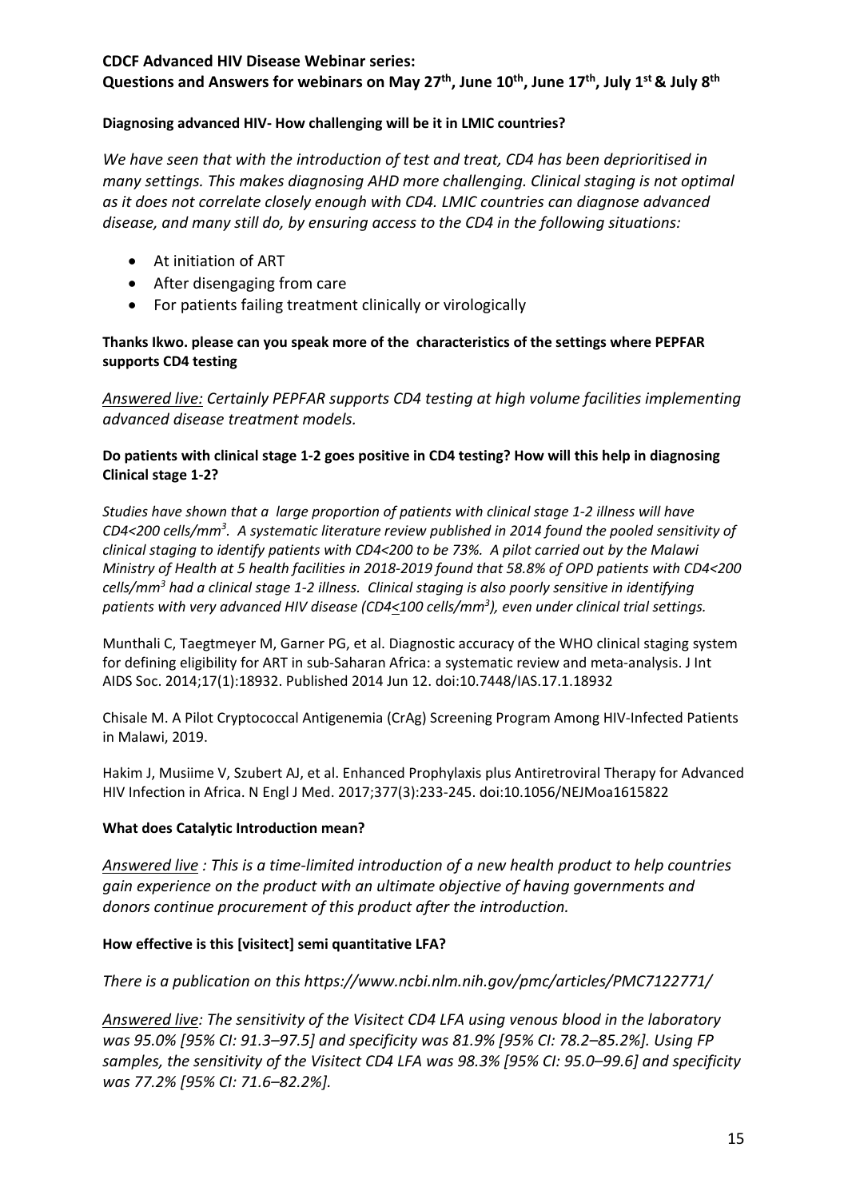**CDCF Advanced HIV Disease Webinar series:**
**Questions and Answers for webinars on May 27th, June 10th, June 17th, July 1st & July 8th**

**Diagnosing advanced HIV- How challenging will be it in LMIC countries?**

*We have seen that with the introduction of test and treat, CD4 has been deprioritised in many settings. This makes diagnosing AHD more challenging. Clinical staging is not optimal as it does not correlate closely enough with CD4. LMIC countries can diagnose advanced disease, and many still do, by ensuring access to the CD4 in the following situations:*

- At initiation of ART
- After disengaging from care
- For patients failing treatment clinically or virologically

**Thanks Ikwo. please can you speak more of the characteristics of the settings where PEPFAR supports CD4 testing**

*Answered live: Certainly PEPFAR supports CD4 testing at high volume facilities implementing advanced disease treatment models.*

**Do patients with clinical stage 1-2 goes positive in CD4 testing? How will this help in diagnosing Clinical stage 1-2?**

*Studies have shown that a large proportion of patients with clinical stage 1-2 illness will have CD4<200 cells/mm$^3$. A systematic literature review published in 2014 found the pooled sensitivity of clinical staging to identify patients with CD4<200 to be 73%. A pilot carried out by the Malawi Ministry of Health at 5 health facilities in 2018-2019 found that 58.8% of OPD patients with CD4<200 cells/mm$^3$ had a clinical stage 1-2 illness. Clinical staging is also poorly sensitive in identifying patients with very advanced HIV disease (CD4≤100 cells/mm$^3$), even under clinical trial settings.*

Munthali C, Taegtmeyer M, Garner PG, et al. Diagnostic accuracy of the WHO clinical staging system for defining eligibility for ART in sub-Saharan Africa: a systematic review and meta-analysis. J Int AIDS Soc. 2014;17(1):18932. Published 2014 Jun 12. doi:10.7448/IAS.17.1.18932

Chisale M. A Pilot Cryptococcal Antigenemia (CrAg) Screening Program Among HIV-Infected Patients in Malawi, 2019.

Hakim J, Musiime V, Szubert AJ, et al. Enhanced Prophylaxis plus Antiretroviral Therapy for Advanced HIV Infection in Africa. N Engl J Med. 2017;377(3):233-245. doi:10.1056/NEJMoa1615822

**What does Catalytic Introduction mean?**

*Answered live : This is a time-limited introduction of a new health product to help countries gain experience on the product with an ultimate objective of having governments and donors continue procurement of this product after the introduction.*

**How effective is this [visitect] semi quantitative LFA?**

*There is a publication on this https://www.ncbi.nlm.nih.gov/pmc/articles/PMC7122771/*

*Answered live: The sensitivity of the Visitect CD4 LFA using venous blood in the laboratory was 95.0% [95% CI: 91.3–97.5] and specificity was 81.9% [95% CI: 78.2–85.2%]. Using FP samples, the sensitivity of the Visitect CD4 LFA was 98.3% [95% CI: 95.0–99.6] and specificity was 77.2% [95% CI: 71.6–82.2%].*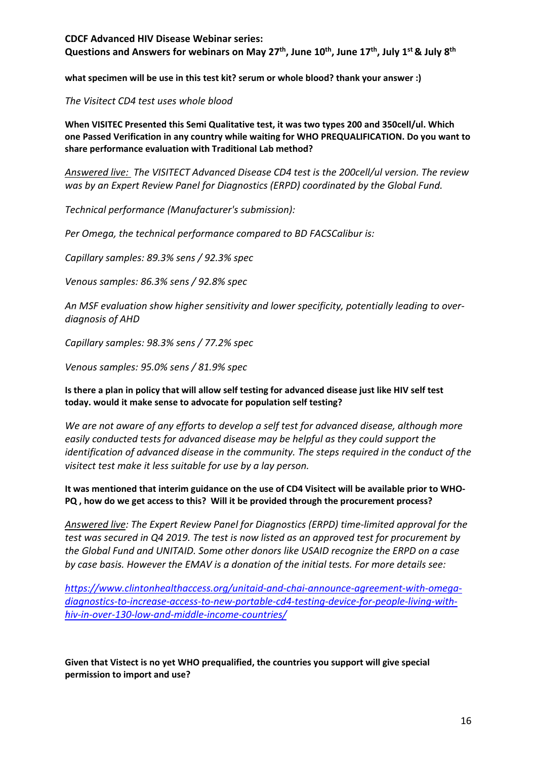**CDCF Advanced HIV Disease Webinar series:**
**Questions and Answers for webinars on May 27th, June 10th, June 17th, July 1st & July 8th**

**what specimen will be use in this test kit? serum or whole blood? thank your answer :)**

*The Visitect CD4 test uses whole blood*

**When VISITEC Presented this Semi Qualitative test, it was two types 200 and 350cell/ul. Which one Passed Verification in any country while waiting for WHO PREQUALIFICATION. Do you want to share performance evaluation with Traditional Lab method?**

*Answered live: The VISITECT Advanced Disease CD4 test is the 200cell/ul version. The review was by an Expert Review Panel for Diagnostics (ERPD) coordinated by the Global Fund.*

*Technical performance (Manufacturer's submission):*

*Per Omega, the technical performance compared to BD FACSCalibur is:*

*Capillary samples: 89.3% sens / 92.3% spec*

*Venous samples: 86.3% sens / 92.8% spec*

*An MSF evaluation show higher sensitivity and lower specificity, potentially leading to over-diagnosis of AHD*

*Capillary samples: 98.3% sens / 77.2% spec*

*Venous samples: 95.0% sens / 81.9% spec*

**Is there a plan in policy that will allow self testing for advanced disease just like HIV self test today. would it make sense to advocate for population self testing?**

*We are not aware of any efforts to develop a self test for advanced disease, although more easily conducted tests for advanced disease may be helpful as they could support the identification of advanced disease in the community. The steps required in the conduct of the visitect test make it less suitable for use by a lay person.*

**It was mentioned that interim guidance on the use of CD4 Visitect will be available prior to WHO-PQ , how do we get access to this? Will it be provided through the procurement process?**

*Answered live: The Expert Review Panel for Diagnostics (ERPD) time-limited approval for the test was secured in Q4 2019. The test is now listed as an approved test for procurement by the Global Fund and UNITAID. Some other donors like USAID recognize the ERPD on a case by case basis. However the EMAV is a donation of the initial tests. For more details see:*

*https://www.clintonhealthaccess.org/unitaid-and-chai-announce-agreement-with-omega-diagnostics-to-increase-access-to-new-portable-cd4-testing-device-for-people-living-with-hiv-in-over-130-low-and-middle-income-countries/*

**Given that Vistect is no yet WHO prequalified, the countries you support will give special permission to import and use?**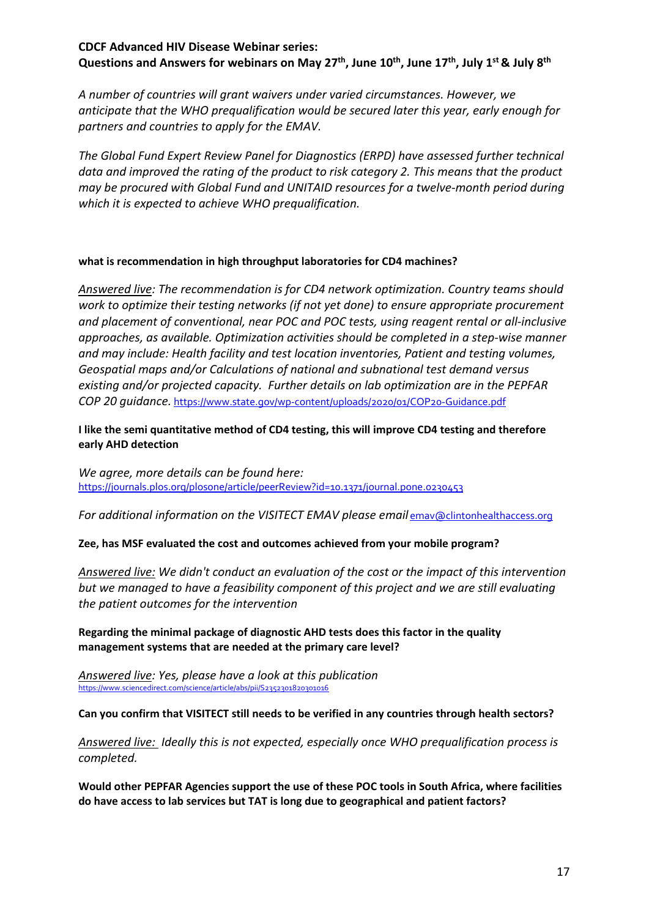**CDCF Advanced HIV Disease Webinar series:**
**Questions and Answers for webinars on May 27th, June 10th, June 17th, July 1st & July 8th**

*A number of countries will grant waivers under varied circumstances. However, we anticipate that the WHO prequalification would be secured later this year, early enough for partners and countries to apply for the EMAV.*

*The Global Fund Expert Review Panel for Diagnostics (ERPD) have assessed further technical data and improved the rating of the product to risk category 2. This means that the product may be procured with Global Fund and UNITAID resources for a twelve-month period during which it is expected to achieve WHO prequalification.*

**what is recommendation in high throughput laboratories for CD4 machines?**

*Answered live: The recommendation is for CD4 network optimization. Country teams should work to optimize their testing networks (if not yet done) to ensure appropriate procurement and placement of conventional, near POC and POC tests, using reagent rental or all-inclusive approaches, as available. Optimization activities should be completed in a step-wise manner and may include: Health facility and test location inventories, Patient and testing volumes, Geospatial maps and/or Calculations of national and subnational test demand versus existing and/or projected capacity. Further details on lab optimization are in the PEPFAR COP 20 guidance.* https://www.state.gov/wp-content/uploads/2020/01/COP20-Guidance.pdf

**I like the semi quantitative method of CD4 testing, this will improve CD4 testing and therefore early AHD detection**

*We agree, more details can be found here:*
https://journals.plos.org/plosone/article/peerReview?id=10.1371/journal.pone.0230453

*For additional information on the VISITECT EMAV please email* emav@clintonhealthaccess.org

**Zee, has MSF evaluated the cost and outcomes achieved from your mobile program?**

*Answered live: We didn't conduct an evaluation of the cost or the impact of this intervention but we managed to have a feasibility component of this project and we are still evaluating the patient outcomes for the intervention*

**Regarding the minimal package of diagnostic AHD tests does this factor in the quality management systems that are needed at the primary care level?**

*Answered live: Yes, please have a look at this publication*
https://www.sciencedirect.com/science/article/abs/pii/S2352301820301016

**Can you confirm that VISITECT still needs to be verified in any countries through health sectors?**

*Answered live: Ideally this is not expected, especially once WHO prequalification process is completed.*

**Would other PEPFAR Agencies support the use of these POC tools in South Africa, where facilities do have access to lab services but TAT is long due to geographical and patient factors?**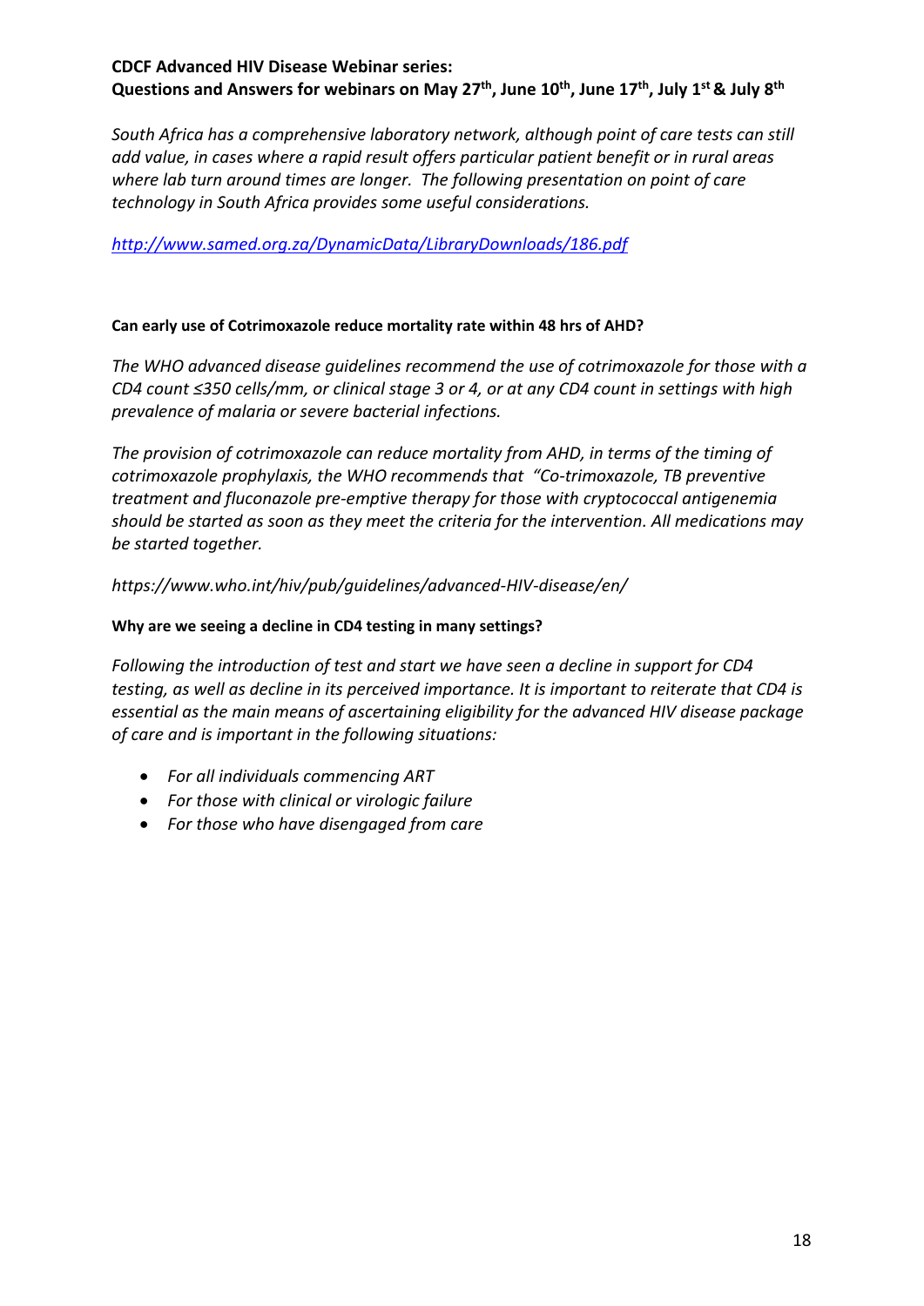**CDCF Advanced HIV Disease Webinar series:**
**Questions and Answers for webinars on May 27th, June 10th, June 17th, July 1st & July 8th**

*South Africa has a comprehensive laboratory network, although point of care tests can still add value, in cases where a rapid result offers particular patient benefit or in rural areas where lab turn around times are longer. The following presentation on point of care technology in South Africa provides some useful considerations.*

*http://www.samed.org.za/DynamicData/LibraryDownloads/186.pdf*

**Can early use of Cotrimoxazole reduce mortality rate within 48 hrs of AHD?**

*The WHO advanced disease guidelines recommend the use of cotrimoxazole for those with a CD4 count ≤350 cells/mm, or clinical stage 3 or 4, or at any CD4 count in settings with high prevalence of malaria or severe bacterial infections.*

*The provision of cotrimoxazole can reduce mortality from AHD, in terms of the timing of cotrimoxazole prophylaxis, the WHO recommends that "Co-trimoxazole, TB preventive treatment and fluconazole pre-emptive therapy for those with cryptococcal antigenemia should be started as soon as they meet the criteria for the intervention. All medications may be started together.*

*https://www.who.int/hiv/pub/guidelines/advanced-HIV-disease/en/*

**Why are we seeing a decline in CD4 testing in many settings?**

*Following the introduction of test and start we have seen a decline in support for CD4 testing, as well as decline in its perceived importance. It is important to reiterate that CD4 is essential as the main means of ascertaining eligibility for the advanced HIV disease package of care and is important in the following situations:*

- *For all individuals commencing ART*
- *For those with clinical or virologic failure*
- *For those who have disengaged from care*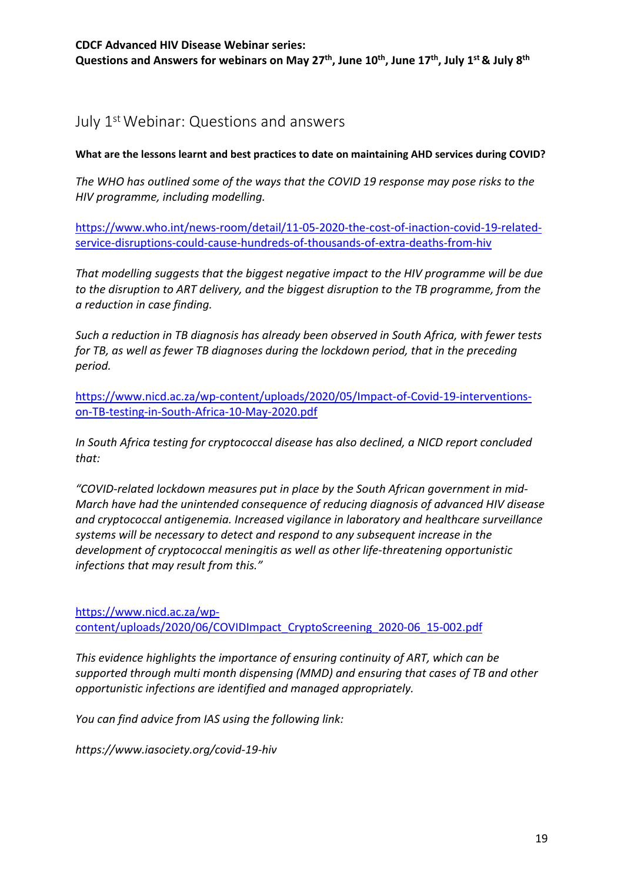## July 1st Webinar: Questions and answers

**What are the lessons learnt and best practices to date on maintaining AHD services during COVID?**

*The WHO has outlined some of the ways that the COVID 19 response may pose risks to the HIV programme, including modelling.*

https://www.who.int/news-room/detail/11-05-2020-the-cost-of-inaction-covid-19-related-service-disruptions-could-cause-hundreds-of-thousands-of-extra-deaths-from-hiv

*That modelling suggests that the biggest negative impact to the HIV programme will be due to the disruption to ART delivery, and the biggest disruption to the TB programme, from the a reduction in case finding.*

*Such a reduction in TB diagnosis has already been observed in South Africa, with fewer tests for TB, as well as fewer TB diagnoses during the lockdown period, that in the preceding period.*

https://www.nicd.ac.za/wp-content/uploads/2020/05/Impact-of-Covid-19-interventions-on-TB-testing-in-South-Africa-10-May-2020.pdf

*In South Africa testing for cryptococcal disease has also declined, a NICD report concluded that:*

*"COVID-related lockdown measures put in place by the South African government in mid-March have had the unintended consequence of reducing diagnosis of advanced HIV disease and cryptococcal antigenemia. Increased vigilance in laboratory and healthcare surveillance systems will be necessary to detect and respond to any subsequent increase in the development of cryptococcal meningitis as well as other life-threatening opportunistic infections that may result from this."*

https://www.nicd.ac.za/wp-content/uploads/2020/06/COVIDImpact_CryptoScreening_2020-06_15-002.pdf

*This evidence highlights the importance of ensuring continuity of ART, which can be supported through multi month dispensing (MMD) and ensuring that cases of TB and other opportunistic infections are identified and managed appropriately.*

*You can find advice from IAS using the following link:*

*https://www.iasociety.org/covid-19-hiv*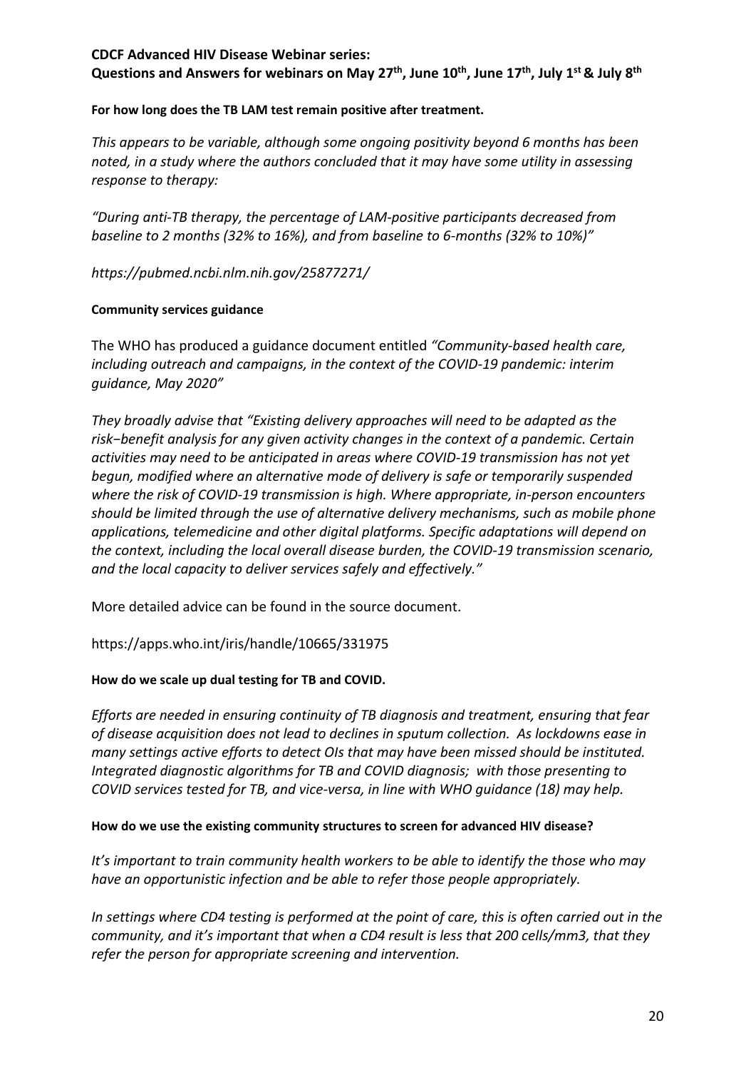**CDCF Advanced HIV Disease Webinar series:**
**Questions and Answers for webinars on May 27th, June 10th, June 17th, July 1st & July 8th**

**For how long does the TB LAM test remain positive after treatment.**

*This appears to be variable, although some ongoing positivity beyond 6 months has been noted, in a study where the authors concluded that it may have some utility in assessing response to therapy:*

*"During anti-TB therapy, the percentage of LAM-positive participants decreased from baseline to 2 months (32% to 16%), and from baseline to 6-months (32% to 10%)"*

*https://pubmed.ncbi.nlm.nih.gov/25877271/*

**Community services guidance**

The WHO has produced a guidance document entitled *"Community-based health care, including outreach and campaigns, in the context of the COVID-19 pandemic: interim guidance, May 2020"*

*They broadly advise that "Existing delivery approaches will need to be adapted as the risk−benefit analysis for any given activity changes in the context of a pandemic. Certain activities may need to be anticipated in areas where COVID-19 transmission has not yet begun, modified where an alternative mode of delivery is safe or temporarily suspended where the risk of COVID-19 transmission is high. Where appropriate, in-person encounters should be limited through the use of alternative delivery mechanisms, such as mobile phone applications, telemedicine and other digital platforms. Specific adaptations will depend on the context, including the local overall disease burden, the COVID-19 transmission scenario, and the local capacity to deliver services safely and effectively."*

More detailed advice can be found in the source document.

https://apps.who.int/iris/handle/10665/331975

**How do we scale up dual testing for TB and COVID.**

*Efforts are needed in ensuring continuity of TB diagnosis and treatment, ensuring that fear of disease acquisition does not lead to declines in sputum collection. As lockdowns ease in many settings active efforts to detect OIs that may have been missed should be instituted. Integrated diagnostic algorithms for TB and COVID diagnosis; with those presenting to COVID services tested for TB, and vice-versa, in line with WHO guidance (18) may help.*

**How do we use the existing community structures to screen for advanced HIV disease?**

*It's important to train community health workers to be able to identify the those who may have an opportunistic infection and be able to refer those people appropriately.*

*In settings where CD4 testing is performed at the point of care, this is often carried out in the community, and it's important that when a CD4 result is less that 200 cells/mm3, that they refer the person for appropriate screening and intervention.*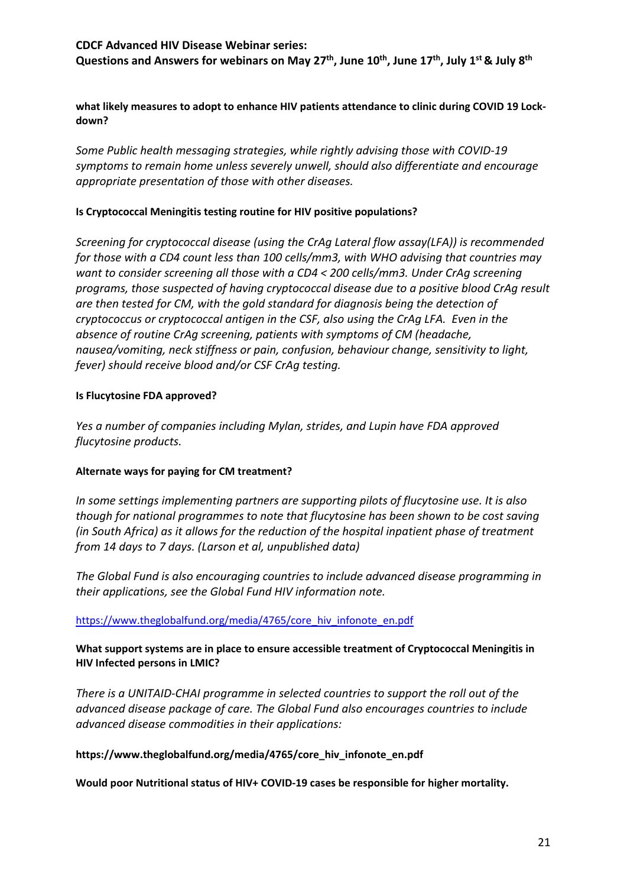**what likely measures to adopt to enhance HIV patients attendance to clinic during COVID 19 Lock-down?**

*Some Public health messaging strategies, while rightly advising those with COVID-19 symptoms to remain home unless severely unwell, should also differentiate and encourage appropriate presentation of those with other diseases.*

**Is Cryptococcal Meningitis testing routine for HIV positive populations?**

*Screening for cryptococcal disease (using the CrAg Lateral flow assay(LFA)) is recommended for those with a CD4 count less than 100 cells/mm3, with WHO advising that countries may want to consider screening all those with a CD4 < 200 cells/mm3. Under CrAg screening programs, those suspected of having cryptococcal disease due to a positive blood CrAg result are then tested for CM, with the gold standard for diagnosis being the detection of cryptococcus or cryptococcal antigen in the CSF, also using the CrAg LFA. Even in the absence of routine CrAg screening, patients with symptoms of CM (headache, nausea/vomiting, neck stiffness or pain, confusion, behaviour change, sensitivity to light, fever) should receive blood and/or CSF CrAg testing.*

**Is Flucytosine FDA approved?**

*Yes a number of companies including Mylan, strides, and Lupin have FDA approved flucytosine products.*

**Alternate ways for paying for CM treatment?**

*In some settings implementing partners are supporting pilots of flucytosine use. It is also though for national programmes to note that flucytosine has been shown to be cost saving (in South Africa) as it allows for the reduction of the hospital inpatient phase of treatment from 14 days to 7 days. (Larson et al, unpublished data)*

*The Global Fund is also encouraging countries to include advanced disease programming in their applications, see the Global Fund HIV information note.*

https://www.theglobalfund.org/media/4765/core_hiv_infonote_en.pdf

**What support systems are in place to ensure accessible treatment of Cryptococcal Meningitis in HIV Infected persons in LMIC?**

*There is a UNITAID-CHAI programme in selected countries to support the roll out of the advanced disease package of care. The Global Fund also encourages countries to include advanced disease commodities in their applications:*

**https://www.theglobalfund.org/media/4765/core_hiv_infonote_en.pdf**

**Would poor Nutritional status of HIV+ COVID-19 cases be responsible for higher mortality.**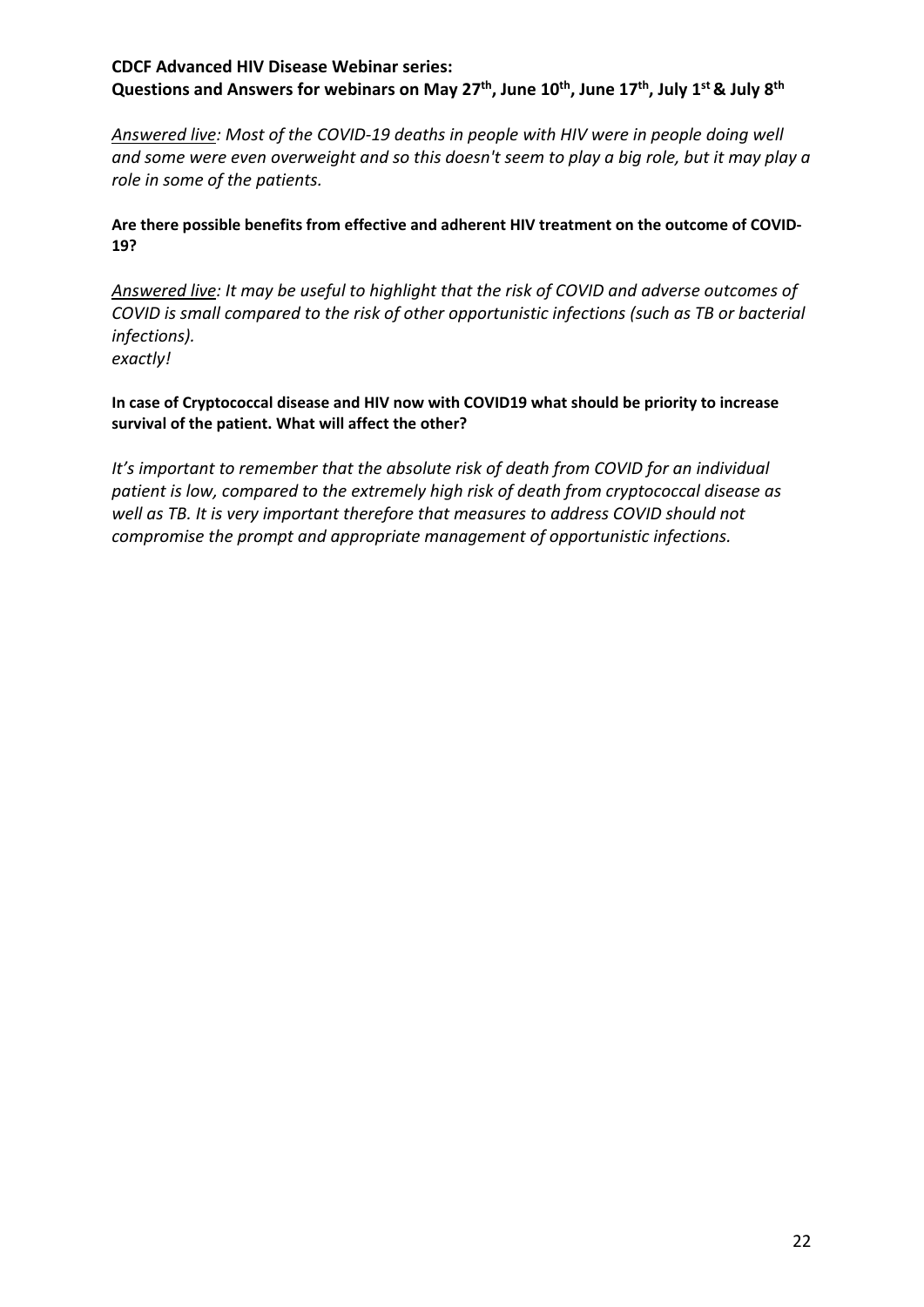**CDCF Advanced HIV Disease Webinar series:**
**Questions and Answers for webinars on May 27th, June 10th, June 17th, July 1st & July 8th**

*Answered live: Most of the COVID-19 deaths in people with HIV were in people doing well and some were even overweight and so this doesn't seem to play a big role, but it may play a role in some of the patients.*

**Are there possible benefits from effective and adherent HIV treatment on the outcome of COVID-19?**

*Answered live: It may be useful to highlight that the risk of COVID and adverse outcomes of COVID is small compared to the risk of other opportunistic infections (such as TB or bacterial infections).*
*exactly!*

**In case of Cryptococcal disease and HIV now with COVID19 what should be priority to increase survival of the patient. What will affect the other?**

*It's important to remember that the absolute risk of death from COVID for an individual patient is low, compared to the extremely high risk of death from cryptococcal disease as well as TB. It is very important therefore that measures to address COVID should not compromise the prompt and appropriate management of opportunistic infections.*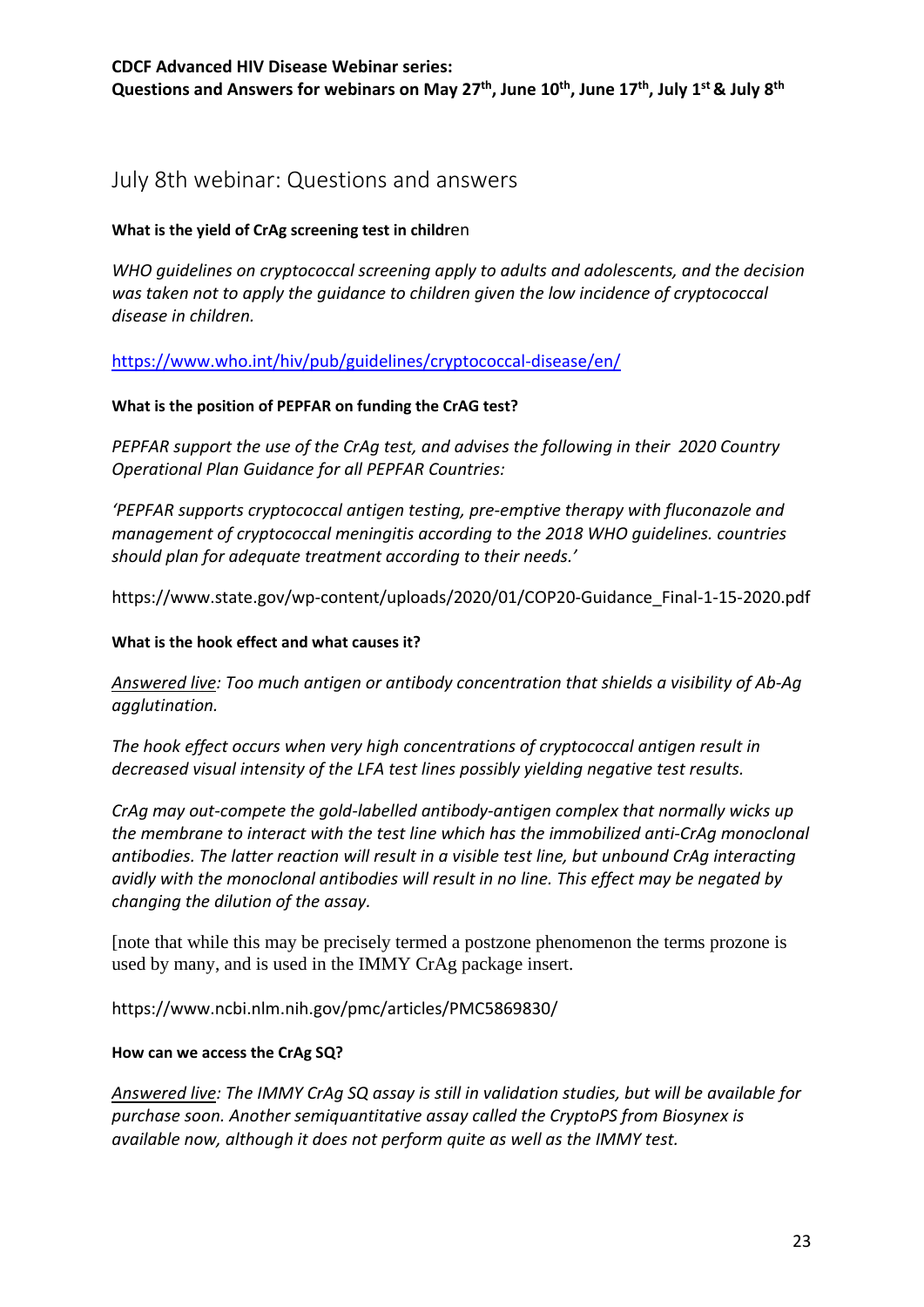## July 8th webinar: Questions and answers

**What is the yield of CrAg screening test in children**

*WHO guidelines on cryptococcal screening apply to adults and adolescents, and the decision was taken not to apply the guidance to children given the low incidence of cryptococcal disease in children.*

https://www.who.int/hiv/pub/guidelines/cryptococcal-disease/en/

**What is the position of PEPFAR on funding the CrAG test?**

*PEPFAR support the use of the CrAg test, and advises the following in their 2020 Country Operational Plan Guidance for all PEPFAR Countries:*

*'PEPFAR supports cryptococcal antigen testing, pre-emptive therapy with fluconazole and management of cryptococcal meningitis according to the 2018 WHO guidelines. countries should plan for adequate treatment according to their needs.'*

https://www.state.gov/wp-content/uploads/2020/01/COP20-Guidance_Final-1-15-2020.pdf

**What is the hook effect and what causes it?**

*Answered live: Too much antigen or antibody concentration that shields a visibility of Ab-Ag agglutination.*

*The hook effect occurs when very high concentrations of cryptococcal antigen result in decreased visual intensity of the LFA test lines possibly yielding negative test results.*

*CrAg may out-compete the gold-labelled antibody-antigen complex that normally wicks up the membrane to interact with the test line which has the immobilized anti-CrAg monoclonal antibodies. The latter reaction will result in a visible test line, but unbound CrAg interacting avidly with the monoclonal antibodies will result in no line. This effect may be negated by changing the dilution of the assay.*

[note that while this may be precisely termed a postzone phenomenon the terms prozone is used by many, and is used in the IMMY CrAg package insert.

https://www.ncbi.nlm.nih.gov/pmc/articles/PMC5869830/

**How can we access the CrAg SQ?**

*Answered live: The IMMY CrAg SQ assay is still in validation studies, but will be available for purchase soon. Another semiquantitative assay called the CryptoPS from Biosynex is available now, although it does not perform quite as well as the IMMY test.*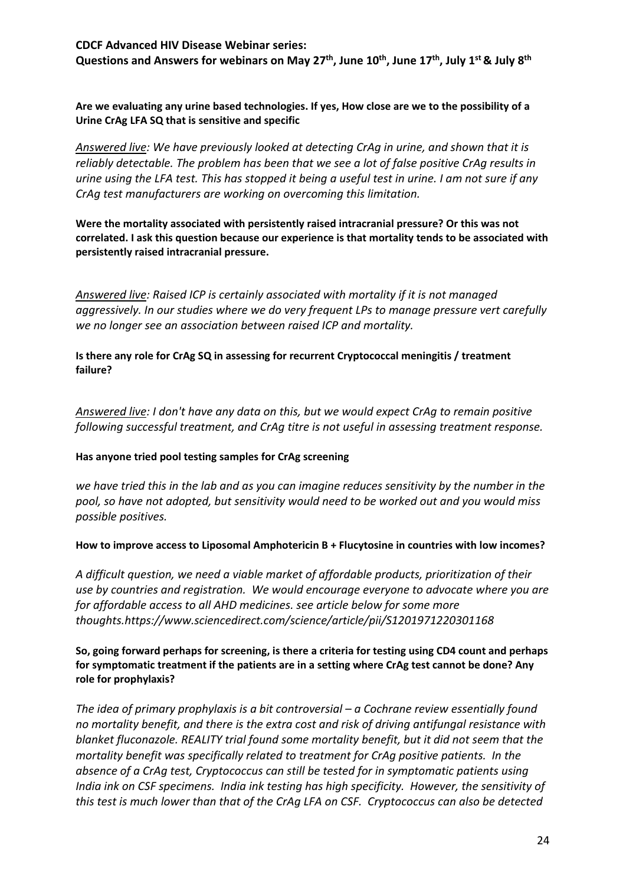**CDCF Advanced HIV Disease Webinar series:**
**Questions and Answers for webinars on May 27th, June 10th, June 17th, July 1st & July 8th**

**Are we evaluating any urine based technologies. If yes, How close are we to the possibility of a Urine CrAg LFA SQ that is sensitive and specific**

*<u>Answered live</u>: We have previously looked at detecting CrAg in urine, and shown that it is reliably detectable. The problem has been that we see a lot of false positive CrAg results in urine using the LFA test. This has stopped it being a useful test in urine. I am not sure if any CrAg test manufacturers are working on overcoming this limitation.*

**Were the mortality associated with persistently raised intracranial pressure? Or this was not correlated. I ask this question because our experience is that mortality tends to be associated with persistently raised intracranial pressure.**

*<u>Answered live</u>: Raised ICP is certainly associated with mortality if it is not managed aggressively. In our studies where we do very frequent LPs to manage pressure vert carefully we no longer see an association between raised ICP and mortality.*

**Is there any role for CrAg SQ in assessing for recurrent Cryptococcal meningitis / treatment failure?**

*<u>Answered live</u>: I don't have any data on this, but we would expect CrAg to remain positive following successful treatment, and CrAg titre is not useful in assessing treatment response.*

**Has anyone tried pool testing samples for CrAg screening**

*we have tried this in the lab and as you can imagine reduces sensitivity by the number in the pool, so have not adopted, but sensitivity would need to be worked out and you would miss possible positives.*

**How to improve access to Liposomal Amphotericin B + Flucytosine in countries with low incomes?**

*A difficult question, we need a viable market of affordable products, prioritization of their use by countries and registration. We would encourage everyone to advocate where you are for affordable access to all AHD medicines. see article below for some more thoughts.https://www.sciencedirect.com/science/article/pii/S1201971220301168*

**So, going forward perhaps for screening, is there a criteria for testing using CD4 count and perhaps for symptomatic treatment if the patients are in a setting where CrAg test cannot be done? Any role for prophylaxis?**

*The idea of primary prophylaxis is a bit controversial – a Cochrane review essentially found no mortality benefit, and there is the extra cost and risk of driving antifungal resistance with blanket fluconazole. REALITY trial found some mortality benefit, but it did not seem that the mortality benefit was specifically related to treatment for CrAg positive patients. In the absence of a CrAg test, Cryptococcus can still be tested for in symptomatic patients using India ink on CSF specimens. India ink testing has high specificity. However, the sensitivity of this test is much lower than that of the CrAg LFA on CSF. Cryptococcus can also be detected*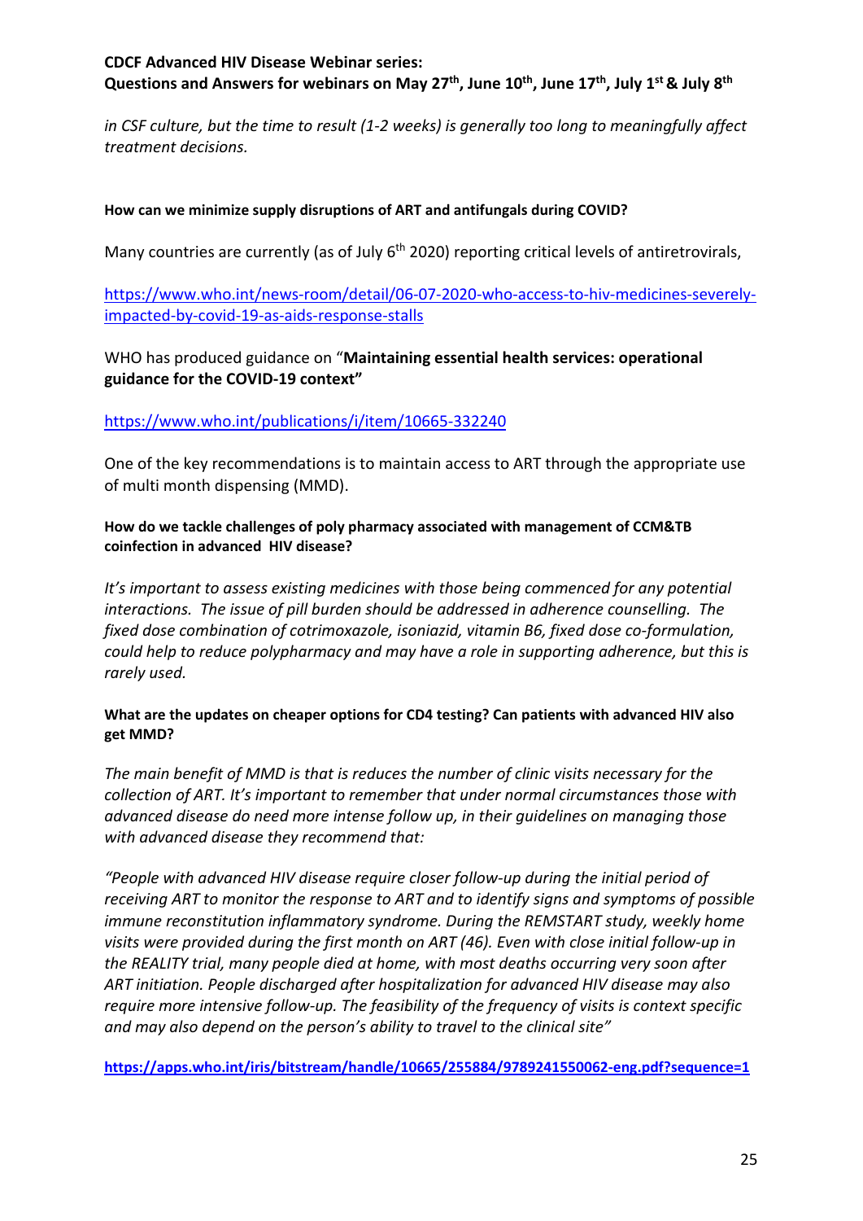*in CSF culture, but the time to result (1-2 weeks) is generally too long to meaningfully affect treatment decisions.*

**How can we minimize supply disruptions of ART and antifungals during COVID?**

Many countries are currently (as of July 6th 2020) reporting critical levels of antiretrovirals,

https://www.who.int/news-room/detail/06-07-2020-who-access-to-hiv-medicines-severely-impacted-by-covid-19-as-aids-response-stalls

WHO has produced guidance on "**Maintaining essential health services: operational guidance for the COVID-19 context"**

https://www.who.int/publications/i/item/10665-332240

One of the key recommendations is to maintain access to ART through the appropriate use of multi month dispensing (MMD).

**How do we tackle challenges of poly pharmacy associated with management of CCM&TB coinfection in advanced HIV disease?**

*It's important to assess existing medicines with those being commenced for any potential interactions. The issue of pill burden should be addressed in adherence counselling. The fixed dose combination of cotrimoxazole, isoniazid, vitamin B6, fixed dose co-formulation, could help to reduce polypharmacy and may have a role in supporting adherence, but this is rarely used.*

**What are the updates on cheaper options for CD4 testing? Can patients with advanced HIV also get MMD?**

*The main benefit of MMD is that is reduces the number of clinic visits necessary for the collection of ART. It's important to remember that under normal circumstances those with advanced disease do need more intense follow up, in their guidelines on managing those with advanced disease they recommend that:*

*"People with advanced HIV disease require closer follow-up during the initial period of receiving ART to monitor the response to ART and to identify signs and symptoms of possible immune reconstitution inflammatory syndrome. During the REMSTART study, weekly home visits were provided during the first month on ART (46). Even with close initial follow-up in the REALITY trial, many people died at home, with most deaths occurring very soon after ART initiation. People discharged after hospitalization for advanced HIV disease may also require more intensive follow-up. The feasibility of the frequency of visits is context specific and may also depend on the person's ability to travel to the clinical site"*

**https://apps.who.int/iris/bitstream/handle/10665/255884/9789241550062-eng.pdf?sequence=1**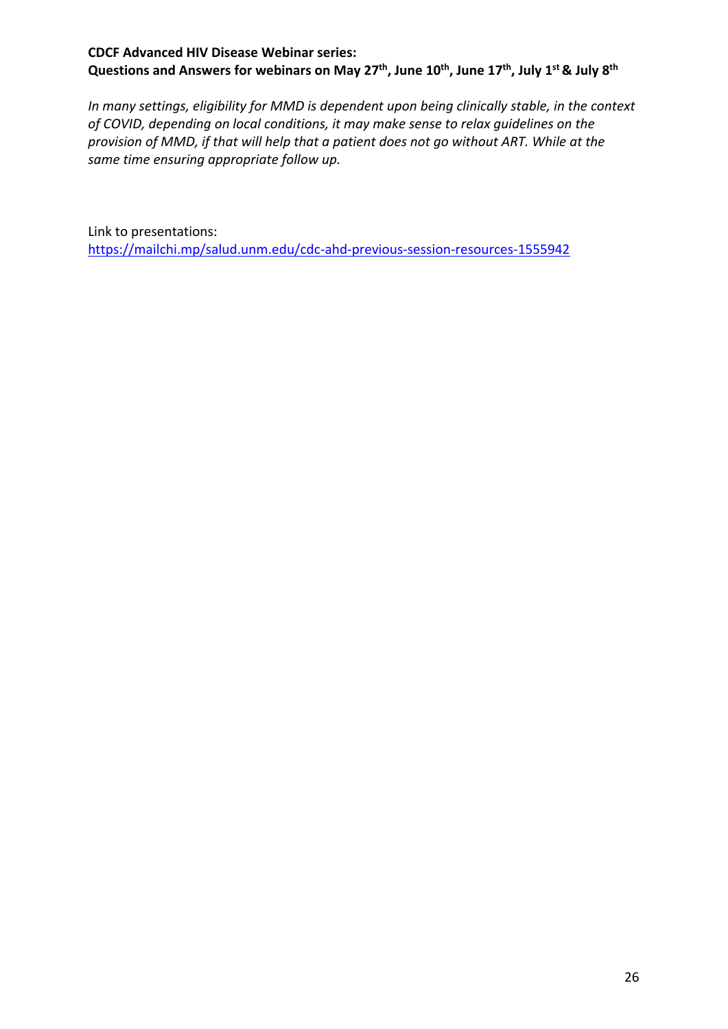**CDCF Advanced HIV Disease Webinar series:**
**Questions and Answers for webinars on May 27th, June 10th, June 17th, July 1st & July 8th**

*In many settings, eligibility for MMD is dependent upon being clinically stable, in the context of COVID, depending on local conditions, it may make sense to relax guidelines on the provision of MMD, if that will help that a patient does not go without ART. While at the same time ensuring appropriate follow up.*

Link to presentations:
https://mailchi.mp/salud.unm.edu/cdc-ahd-previous-session-resources-1555942